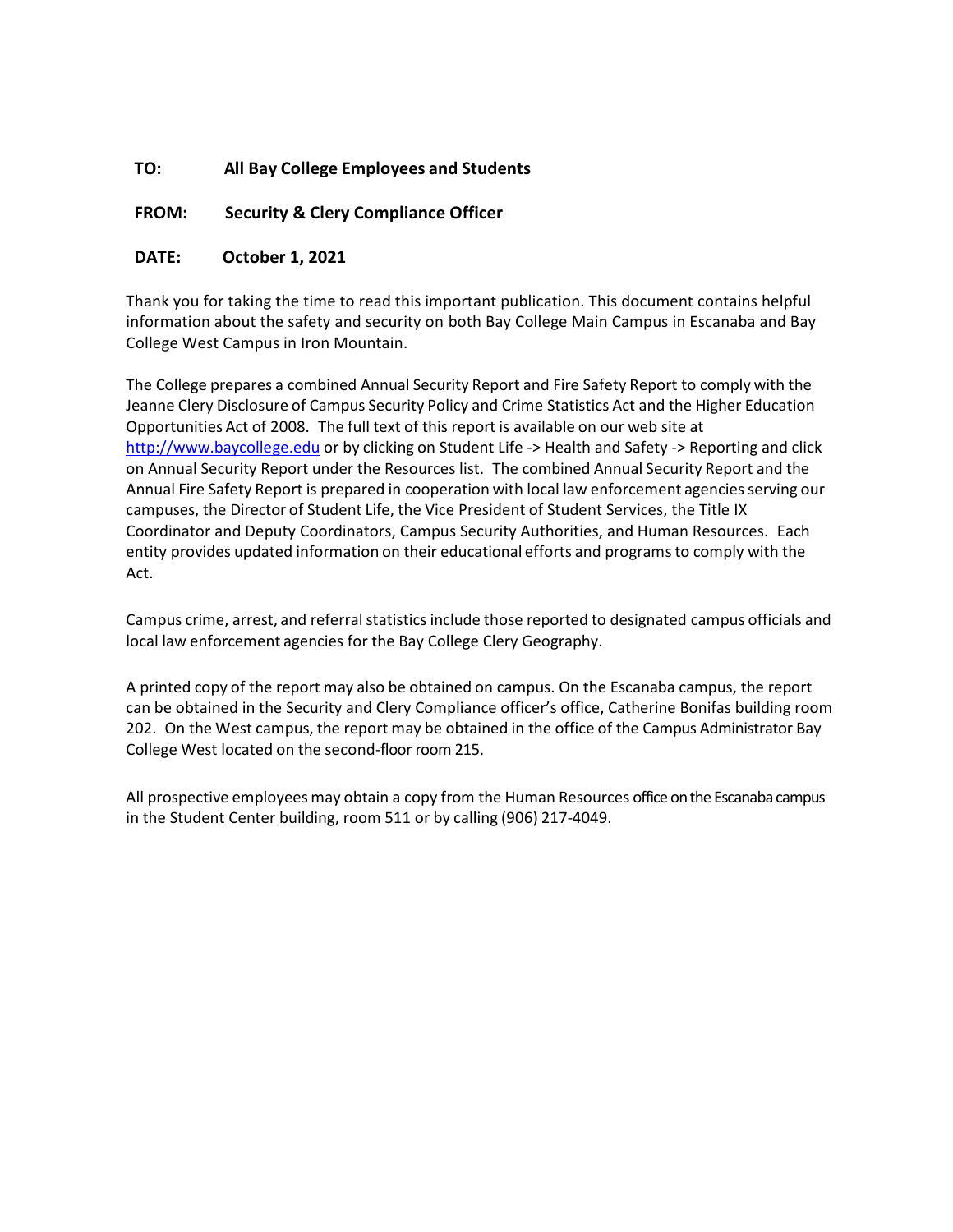**TO:** **All Bay College Employees and Students**

**FROM:** **Security & Clery Compliance Officer**

**DATE:** **October 1, 2021**

Thank you for taking the time to read this important publication. This document contains helpful information about the safety and security on both Bay College Main Campus in Escanaba and Bay College West Campus in Iron Mountain.

The College prepares a combined Annual Security Report and Fire Safety Report to comply with the Jeanne Clery Disclosure of Campus Security Policy and Crime Statistics Act and the Higher Education Opportunities Act of 2008. The full text of this report is available on our web site at [http://www.baycollege.edu](http://www.baycollege.edu) or by clicking on Student Life -> Health and Safety -> Reporting and click on Annual Security Report under the Resources list. The combined Annual Security Report and the Annual Fire Safety Report is prepared in cooperation with local law enforcement agencies serving our campuses, the Director of Student Life, the Vice President of Student Services, the Title IX Coordinator and Deputy Coordinators, Campus Security Authorities, and Human Resources. Each entity provides updated information on their educational efforts and programs to comply with the Act.

Campus crime, arrest, and referral statistics include those reported to designated campus officials and local law enforcement agencies for the Bay College Clery Geography.

A printed copy of the report may also be obtained on campus. On the Escanaba campus, the report can be obtained in the Security and Clery Compliance officer's office, Catherine Bonifas building room 202. On the West campus, the report may be obtained in the office of the Campus Administrator Bay College West located on the second-floor room 215.

All prospective employees may obtain a copy from the Human Resources office on the Escanaba campus in the Student Center building, room 511 or by calling (906) 217-4049.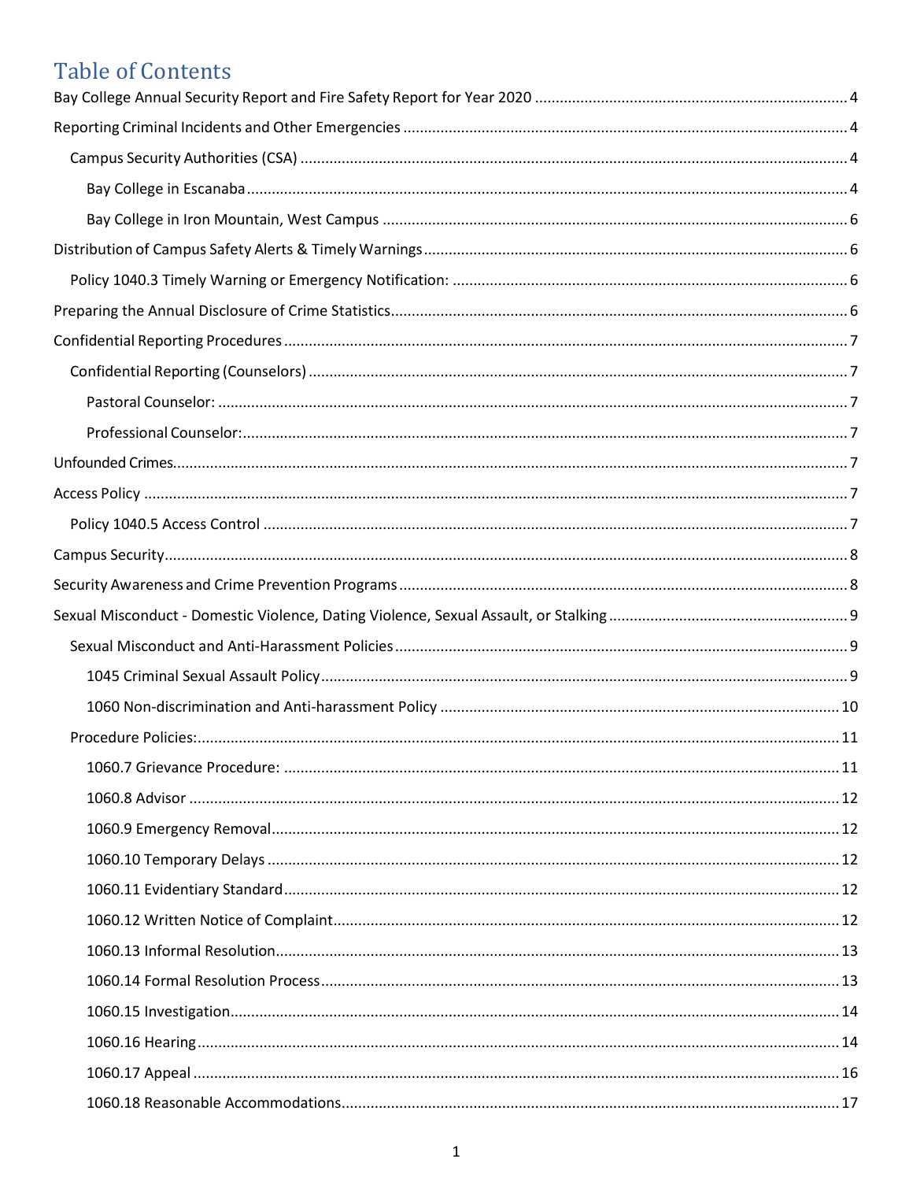# Table of Contents

Bay College Annual Security Report and Fire Safety Report for Year 2020 .......... 4

Reporting Criminal Incidents and Other Emergencies .......... 4

- Campus Security Authorities (CSA) .......... 4
  - Bay College in Escanaba .......... 4
  - Bay College in Iron Mountain, West Campus .......... 6

Distribution of Campus Safety Alerts & Timely Warnings .......... 6

- Policy 1040.3 Timely Warning or Emergency Notification: .......... 6

Preparing the Annual Disclosure of Crime Statistics .......... 6

Confidential Reporting Procedures .......... 7

- Confidential Reporting (Counselors) .......... 7
  - Pastoral Counselor: .......... 7
  - Professional Counselor: .......... 7

Unfounded Crimes .......... 7

Access Policy .......... 7

- Policy 1040.5 Access Control .......... 7

Campus Security .......... 8

Security Awareness and Crime Prevention Programs .......... 8

Sexual Misconduct - Domestic Violence, Dating Violence, Sexual Assault, or Stalking .......... 9

- Sexual Misconduct and Anti-Harassment Policies .......... 9
  - 1045 Criminal Sexual Assault Policy .......... 9
  - 1060 Non-discrimination and Anti-harassment Policy .......... 10
- Procedure Policies: .......... 11
  - 1060.7 Grievance Procedure: .......... 11
  - 1060.8 Advisor .......... 12
  - 1060.9 Emergency Removal .......... 12
  - 1060.10 Temporary Delays .......... 12
  - 1060.11 Evidentiary Standard .......... 12
  - 1060.12 Written Notice of Complaint .......... 12
  - 1060.13 Informal Resolution .......... 13
  - 1060.14 Formal Resolution Process .......... 13
  - 1060.15 Investigation .......... 14
  - 1060.16 Hearing .......... 14
  - 1060.17 Appeal .......... 16
  - 1060.18 Reasonable Accommodations .......... 17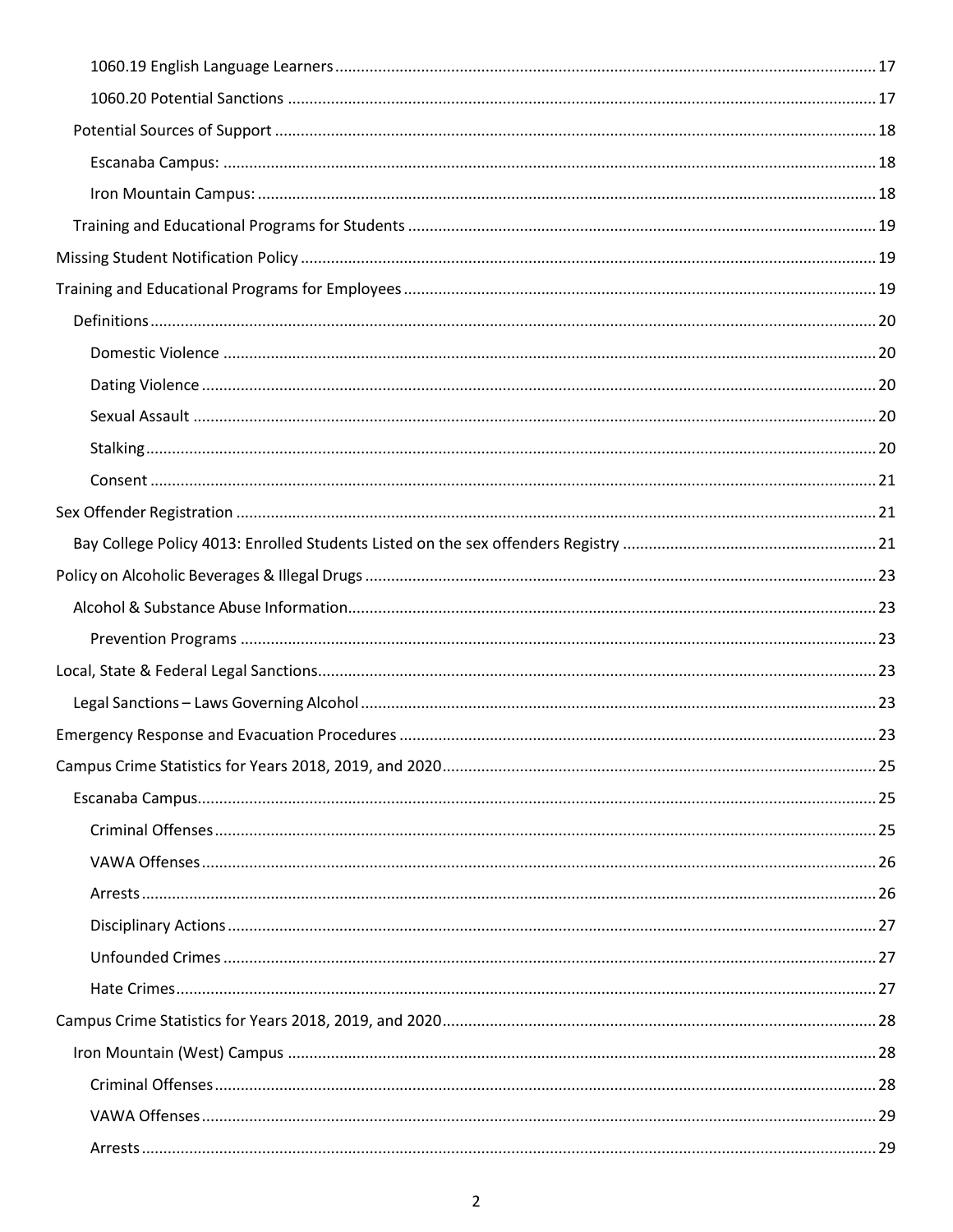1060.19 English Language Learners ........................................................................................................ 17

1060.20 Potential Sanctions ....................................................................................................................... 17

Potential Sources of Support ........................................................................................................................ 18

Escanaba Campus: ..................................................................................................................................... 18

Iron Mountain Campus: ............................................................................................................................. 18

Training and Educational Programs for Students ........................................................................................ 19

Missing Student Notification Policy ................................................................................................................. 19

Training and Educational Programs for Employees ......................................................................................... 19

Definitions ...................................................................................................................................................... 20

Domestic Violence ...................................................................................................................................... 20

Dating Violence ........................................................................................................................................... 20

Sexual Assault ............................................................................................................................................ 20

Stalking ....................................................................................................................................................... 20

Consent ....................................................................................................................................................... 21

Sex Offender Registration ................................................................................................................................ 21

Bay College Policy 4013: Enrolled Students Listed on the sex offenders Registry ........................................... 21

Policy on Alcoholic Beverages & Illegal Drugs ................................................................................................. 23

Alcohol & Substance Abuse Information ........................................................................................................ 23

Prevention Programs .................................................................................................................................. 23

Local, State & Federal Legal Sanctions ............................................................................................................. 23

Legal Sanctions – Laws Governing Alcohol ...................................................................................................... 23

Emergency Response and Evacuation Procedures .......................................................................................... 23

Campus Crime Statistics for Years 2018, 2019, and 2020 ................................................................................ 25

Escanaba Campus ............................................................................................................................................ 25

Criminal Offenses ........................................................................................................................................ 25

VAWA Offenses ........................................................................................................................................... 26

Arrests ......................................................................................................................................................... 26

Disciplinary Actions ..................................................................................................................................... 27

Unfounded Crimes ...................................................................................................................................... 27

Hate Crimes ................................................................................................................................................ 27

Campus Crime Statistics for Years 2018, 2019, and 2020 ................................................................................ 28

Iron Mountain (West) Campus ........................................................................................................................ 28

Criminal Offenses ........................................................................................................................................ 28

VAWA Offenses ........................................................................................................................................... 29

Arrests ......................................................................................................................................................... 29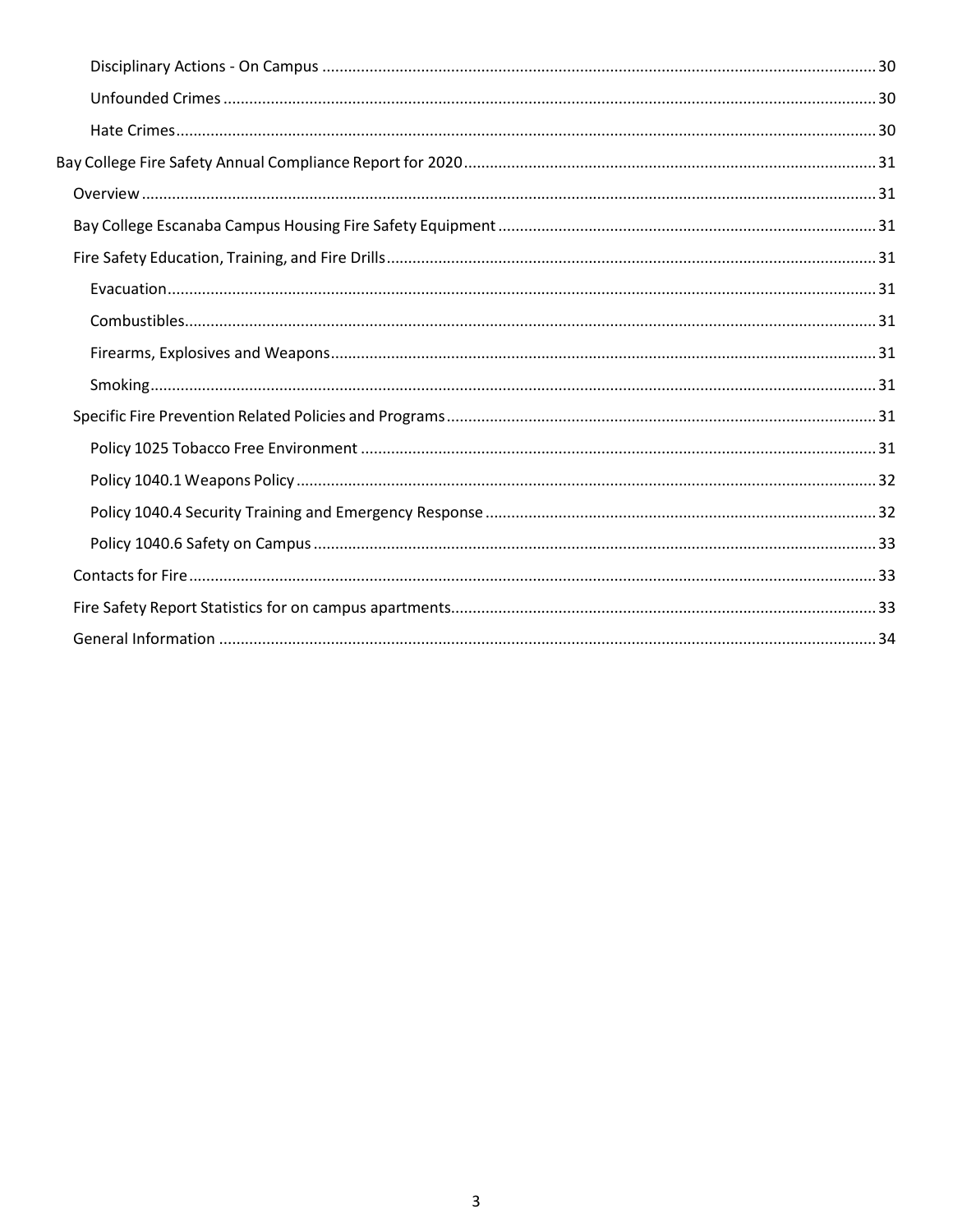Disciplinary Actions - On Campus ................................................................................................................................ 30

Unfounded Crimes ....................................................................................................................................................... 30

Hate Crimes ................................................................................................................................................................. 30

Bay College Fire Safety Annual Compliance Report for 2020 ............................................................................... 31

Overview ......................................................................................................................................................................... 31

Bay College Escanaba Campus Housing Fire Safety Equipment ....................................................................... 31

Fire Safety Education, Training, and Fire Drills ................................................................................................. 31

Evacuation ................................................................................................................................................................... 31

Combustibles ............................................................................................................................................................... 31

Firearms, Explosives and Weapons ............................................................................................................................. 31

Smoking ....................................................................................................................................................................... 31

Specific Fire Prevention Related Policies and Programs ................................................................................... 31

Policy 1025 Tobacco Free Environment ...................................................................................................................... 31

Policy 1040.1 Weapons Policy ..................................................................................................................................... 32

Policy 1040.4 Security Training and Emergency Response .......................................................................................... 32

Policy 1040.6 Safety on Campus .................................................................................................................................. 33

Contacts for Fire ............................................................................................................................................................. 33

Fire Safety Report Statistics for on campus apartments .................................................................................... 33

General Information ....................................................................................................................................................... 34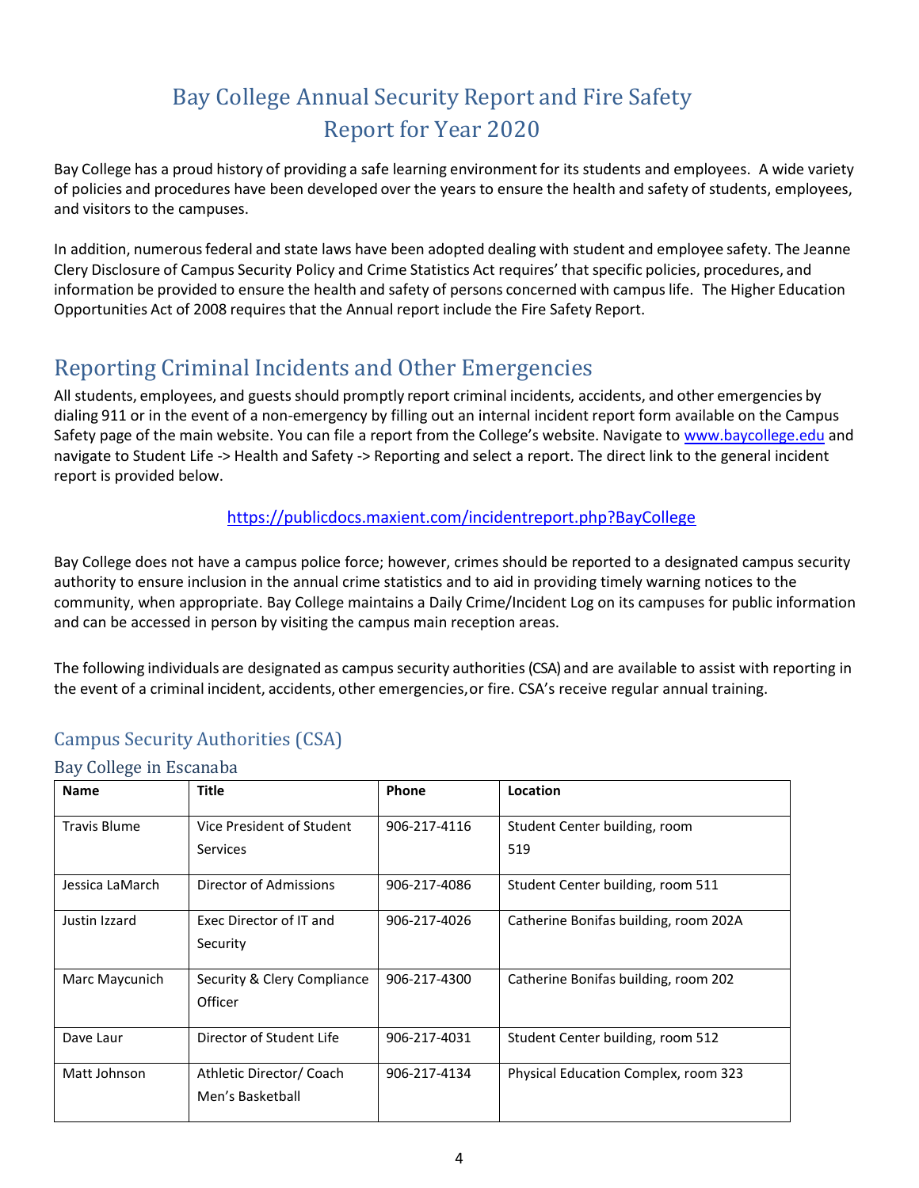# Bay College Annual Security Report and Fire Safety Report for Year 2020

Bay College has a proud history of providing a safe learning environment for its students and employees. A wide variety of policies and procedures have been developed over the years to ensure the health and safety of students, employees, and visitors to the campuses.

In addition, numerous federal and state laws have been adopted dealing with student and employee safety. The Jeanne Clery Disclosure of Campus Security Policy and Crime Statistics Act requires' that specific policies, procedures, and information be provided to ensure the health and safety of persons concerned with campus life. The Higher Education Opportunities Act of 2008 requires that the Annual report include the Fire Safety Report.

## Reporting Criminal Incidents and Other Emergencies

All students, employees, and guests should promptly report criminal incidents, accidents, and other emergencies by dialing 911 or in the event of a non-emergency by filling out an internal incident report form available on the Campus Safety page of the main website. You can file a report from the College's website. Navigate to www.baycollege.edu and navigate to Student Life -> Health and Safety -> Reporting and select a report. The direct link to the general incident report is provided below.

https://publicdocs.maxient.com/incidentreport.php?BayCollege

Bay College does not have a campus police force; however, crimes should be reported to a designated campus security authority to ensure inclusion in the annual crime statistics and to aid in providing timely warning notices to the community, when appropriate. Bay College maintains a Daily Crime/Incident Log on its campuses for public information and can be accessed in person by visiting the campus main reception areas.

The following individuals are designated as campus security authorities (CSA) and are available to assist with reporting in the event of a criminal incident, accidents, other emergencies, or fire. CSA's receive regular annual training.

### Campus Security Authorities (CSA)

#### Bay College in Escanaba

| Name | Title | Phone | Location |
|---|---|---|---|
| Travis Blume | Vice President of Student Services | 906-217-4116 | Student Center building, room 519 |
| Jessica LaMarch | Director of Admissions | 906-217-4086 | Student Center building, room 511 |
| Justin Izzard | Exec Director of IT and Security | 906-217-4026 | Catherine Bonifas building, room 202A |
| Marc Maycunich | Security & Clery Compliance Officer | 906-217-4300 | Catherine Bonifas building, room 202 |
| Dave Laur | Director of Student Life | 906-217-4031 | Student Center building, room 512 |
| Matt Johnson | Athletic Director/ Coach Men's Basketball | 906-217-4134 | Physical Education Complex, room 323 |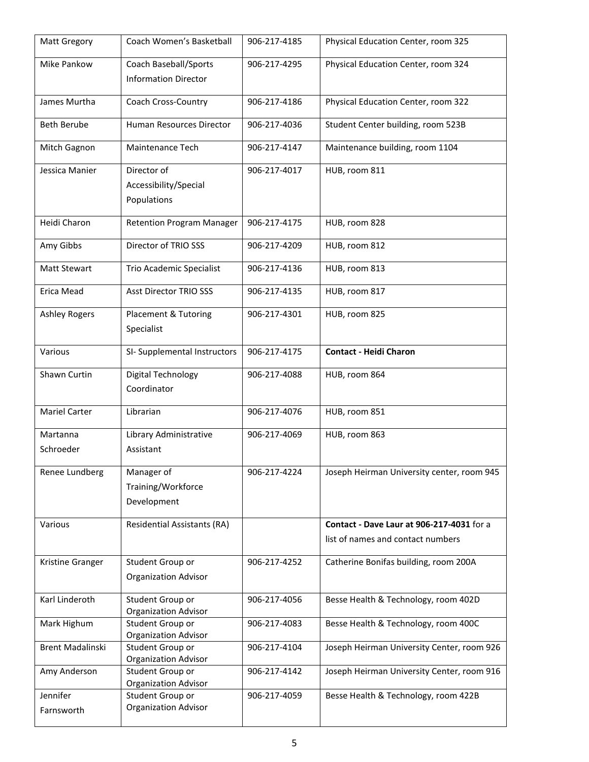| Matt Gregory | Coach Women's Basketball | 906-217-4185 | Physical Education Center, room 325 |
|---|---|---|---|
| Mike Pankow | Coach Baseball/Sports Information Director | 906-217-4295 | Physical Education Center, room 324 |
| James Murtha | Coach Cross-Country | 906-217-4186 | Physical Education Center, room 322 |
| Beth Berube | Human Resources Director | 906-217-4036 | Student Center building, room 523B |
| Mitch Gagnon | Maintenance Tech | 906-217-4147 | Maintenance building, room 1104 |
| Jessica Manier | Director of Accessibility/Special Populations | 906-217-4017 | HUB, room 811 |
| Heidi Charon | Retention Program Manager | 906-217-4175 | HUB, room 828 |
| Amy Gibbs | Director of TRIO SSS | 906-217-4209 | HUB, room 812 |
| Matt Stewart | Trio Academic Specialist | 906-217-4136 | HUB, room 813 |
| Erica Mead | Asst Director TRIO SSS | 906-217-4135 | HUB, room 817 |
| Ashley Rogers | Placement & Tutoring Specialist | 906-217-4301 | HUB, room 825 |
| Various | SI- Supplemental Instructors | 906-217-4175 | **Contact - Heidi Charon** |
| Shawn Curtin | Digital Technology Coordinator | 906-217-4088 | HUB, room 864 |
| Mariel Carter | Librarian | 906-217-4076 | HUB, room 851 |
| Martanna Schroeder | Library Administrative Assistant | 906-217-4069 | HUB, room 863 |
| Renee Lundberg | Manager of Training/Workforce Development | 906-217-4224 | Joseph Heirman University center, room 945 |
| Various | Residential Assistants (RA) | | **Contact - Dave Laur at 906-217-4031** for a list of names and contact numbers |
| Kristine Granger | Student Group or Organization Advisor | 906-217-4252 | Catherine Bonifas building, room 200A |
| Karl Linderoth | Student Group or Organization Advisor | 906-217-4056 | Besse Health & Technology, room 402D |
| Mark Highum | Student Group or Organization Advisor | 906-217-4083 | Besse Health & Technology, room 400C |
| Brent Madalinski | Student Group or Organization Advisor | 906-217-4104 | Joseph Heirman University Center, room 926 |
| Amy Anderson | Student Group or Organization Advisor | 906-217-4142 | Joseph Heirman University Center, room 916 |
| Jennifer Farnsworth | Student Group or Organization Advisor | 906-217-4059 | Besse Health & Technology, room 422B |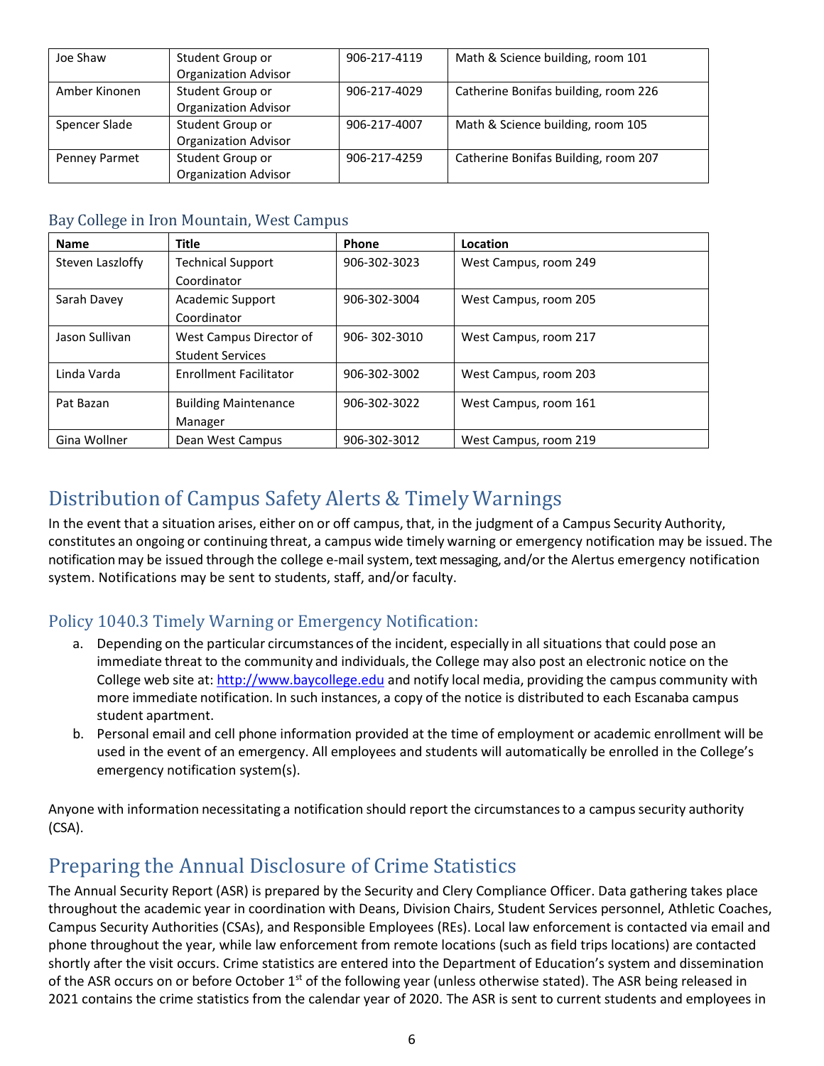| Joe Shaw | Student Group or Organization Advisor | 906-217-4119 | Math & Science building, room 101 |
|---|---|---|---|
| Amber Kinonen | Student Group or Organization Advisor | 906-217-4029 | Catherine Bonifas building, room 226 |
| Spencer Slade | Student Group or Organization Advisor | 906-217-4007 | Math & Science building, room 105 |
| Penney Parmet | Student Group or Organization Advisor | 906-217-4259 | Catherine Bonifas Building, room 207 |

### Bay College in Iron Mountain, West Campus

| Name | Title | Phone | Location |
|---|---|---|---|
| Steven Laszloffy | Technical Support Coordinator | 906-302-3023 | West Campus, room 249 |
| Sarah Davey | Academic Support Coordinator | 906-302-3004 | West Campus, room 205 |
| Jason Sullivan | West Campus Director of Student Services | 906- 302-3010 | West Campus, room 217 |
| Linda Varda | Enrollment Facilitator | 906-302-3002 | West Campus, room 203 |
| Pat Bazan | Building Maintenance Manager | 906-302-3022 | West Campus, room 161 |
| Gina Wollner | Dean West Campus | 906-302-3012 | West Campus, room 219 |

## Distribution of Campus Safety Alerts & Timely Warnings

In the event that a situation arises, either on or off campus, that, in the judgment of a Campus Security Authority, constitutes an ongoing or continuing threat, a campus wide timely warning or emergency notification may be issued. The notification may be issued through the college e-mail system, text messaging, and/or the Alertus emergency notification system. Notifications may be sent to students, staff, and/or faculty.

### Policy 1040.3 Timely Warning or Emergency Notification:

a. Depending on the particular circumstances of the incident, especially in all situations that could pose an immediate threat to the community and individuals, the College may also post an electronic notice on the College web site at: http://www.baycollege.edu and notify local media, providing the campus community with more immediate notification. In such instances, a copy of the notice is distributed to each Escanaba campus student apartment.
b. Personal email and cell phone information provided at the time of employment or academic enrollment will be used in the event of an emergency. All employees and students will automatically be enrolled in the College's emergency notification system(s).

Anyone with information necessitating a notification should report the circumstances to a campus security authority (CSA).

## Preparing the Annual Disclosure of Crime Statistics

The Annual Security Report (ASR) is prepared by the Security and Clery Compliance Officer. Data gathering takes place throughout the academic year in coordination with Deans, Division Chairs, Student Services personnel, Athletic Coaches, Campus Security Authorities (CSAs), and Responsible Employees (REs). Local law enforcement is contacted via email and phone throughout the year, while law enforcement from remote locations (such as field trips locations) are contacted shortly after the visit occurs. Crime statistics are entered into the Department of Education's system and dissemination of the ASR occurs on or before October 1st of the following year (unless otherwise stated). The ASR being released in 2021 contains the crime statistics from the calendar year of 2020. The ASR is sent to current students and employees in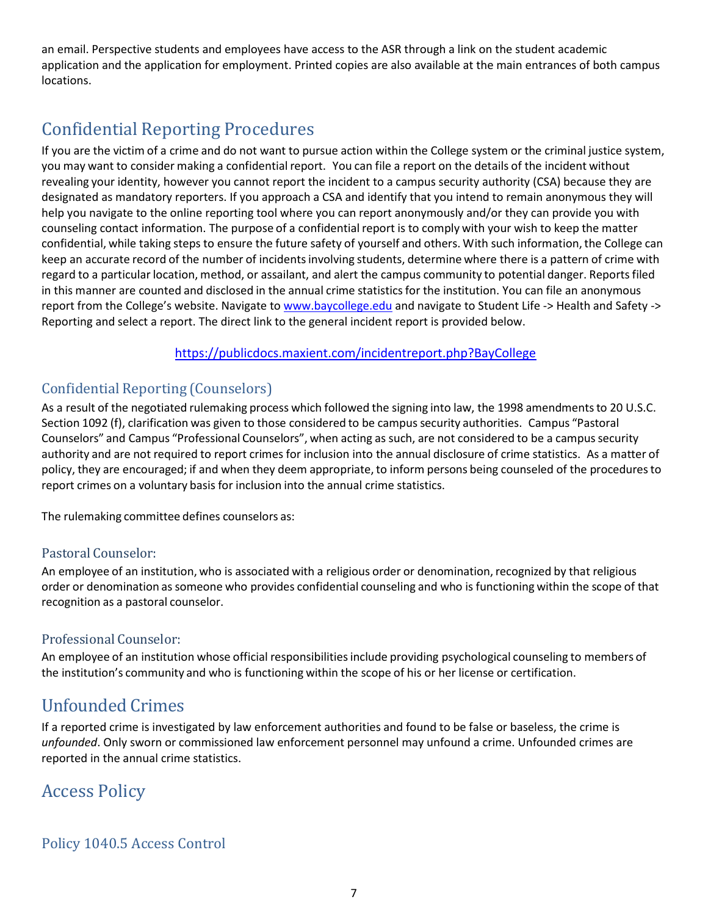an email. Perspective students and employees have access to the ASR through a link on the student academic application and the application for employment. Printed copies are also available at the main entrances of both campus locations.

## Confidential Reporting Procedures

If you are the victim of a crime and do not want to pursue action within the College system or the criminal justice system, you may want to consider making a confidential report. You can file a report on the details of the incident without revealing your identity, however you cannot report the incident to a campus security authority (CSA) because they are designated as mandatory reporters. If you approach a CSA and identify that you intend to remain anonymous they will help you navigate to the online reporting tool where you can report anonymously and/or they can provide you with counseling contact information. The purpose of a confidential report is to comply with your wish to keep the matter confidential, while taking steps to ensure the future safety of yourself and others. With such information, the College can keep an accurate record of the number of incidents involving students, determine where there is a pattern of crime with regard to a particular location, method, or assailant, and alert the campus community to potential danger. Reports filed in this manner are counted and disclosed in the annual crime statistics for the institution. You can file an anonymous report from the College's website. Navigate to [www.baycollege.edu](http://www.baycollege.edu) and navigate to Student Life -> Health and Safety -> Reporting and select a report. The direct link to the general incident report is provided below.

[https://publicdocs.maxient.com/incidentreport.php?BayCollege](https://publicdocs.maxient.com/incidentreport.php?BayCollege)

### Confidential Reporting (Counselors)

As a result of the negotiated rulemaking process which followed the signing into law, the 1998 amendments to 20 U.S.C. Section 1092 (f), clarification was given to those considered to be campus security authorities. Campus "Pastoral Counselors" and Campus "Professional Counselors", when acting as such, are not considered to be a campus security authority and are not required to report crimes for inclusion into the annual disclosure of crime statistics. As a matter of policy, they are encouraged; if and when they deem appropriate, to inform persons being counseled of the procedures to report crimes on a voluntary basis for inclusion into the annual crime statistics.

The rulemaking committee defines counselors as:

#### Pastoral Counselor:

An employee of an institution, who is associated with a religious order or denomination, recognized by that religious order or denomination as someone who provides confidential counseling and who is functioning within the scope of that recognition as a pastoral counselor.

#### Professional Counselor:

An employee of an institution whose official responsibilities include providing psychological counseling to members of the institution's community and who is functioning within the scope of his or her license or certification.

## Unfounded Crimes

If a reported crime is investigated by law enforcement authorities and found to be false or baseless, the crime is *unfounded*. Only sworn or commissioned law enforcement personnel may unfound a crime. Unfounded crimes are reported in the annual crime statistics.

## Access Policy

### Policy 1040.5 Access Control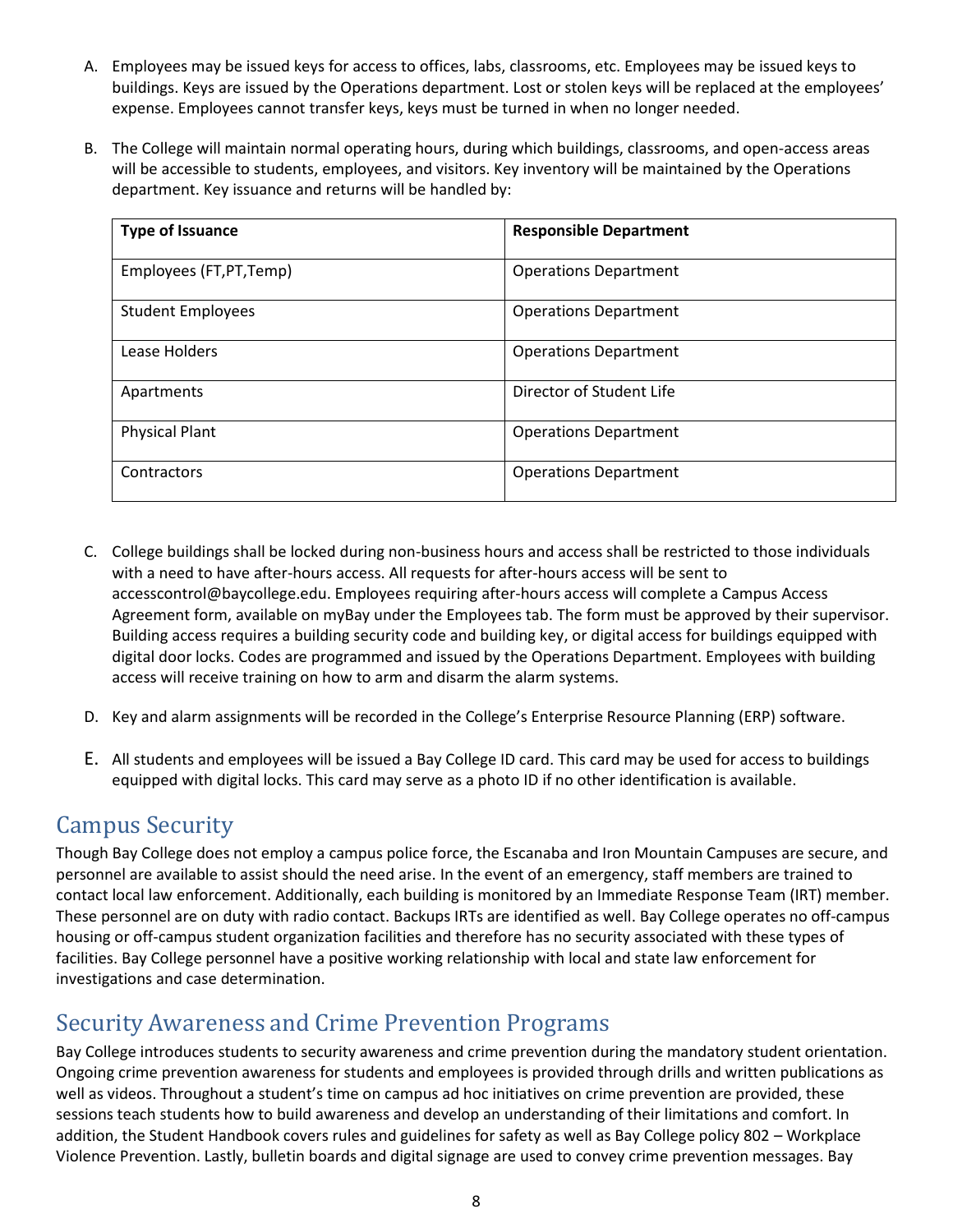A. Employees may be issued keys for access to offices, labs, classrooms, etc. Employees may be issued keys to buildings. Keys are issued by the Operations department. Lost or stolen keys will be replaced at the employees' expense. Employees cannot transfer keys, keys must be turned in when no longer needed.

B. The College will maintain normal operating hours, during which buildings, classrooms, and open-access areas will be accessible to students, employees, and visitors. Key inventory will be maintained by the Operations department. Key issuance and returns will be handled by:

| Type of Issuance | Responsible Department |
|---|---|
| Employees (FT,PT,Temp) | Operations Department |
| Student Employees | Operations Department |
| Lease Holders | Operations Department |
| Apartments | Director of Student Life |
| Physical Plant | Operations Department |
| Contractors | Operations Department |

C. College buildings shall be locked during non-business hours and access shall be restricted to those individuals with a need to have after-hours access. All requests for after-hours access will be sent to accesscontrol@baycollege.edu. Employees requiring after-hours access will complete a Campus Access Agreement form, available on myBay under the Employees tab. The form must be approved by their supervisor. Building access requires a building security code and building key, or digital access for buildings equipped with digital door locks. Codes are programmed and issued by the Operations Department. Employees with building access will receive training on how to arm and disarm the alarm systems.

D. Key and alarm assignments will be recorded in the College's Enterprise Resource Planning (ERP) software.

E. All students and employees will be issued a Bay College ID card. This card may be used for access to buildings equipped with digital locks. This card may serve as a photo ID if no other identification is available.

## Campus Security

Though Bay College does not employ a campus police force, the Escanaba and Iron Mountain Campuses are secure, and personnel are available to assist should the need arise. In the event of an emergency, staff members are trained to contact local law enforcement. Additionally, each building is monitored by an Immediate Response Team (IRT) member. These personnel are on duty with radio contact. Backups IRTs are identified as well. Bay College operates no off-campus housing or off-campus student organization facilities and therefore has no security associated with these types of facilities. Bay College personnel have a positive working relationship with local and state law enforcement for investigations and case determination.

## Security Awareness and Crime Prevention Programs

Bay College introduces students to security awareness and crime prevention during the mandatory student orientation. Ongoing crime prevention awareness for students and employees is provided through drills and written publications as well as videos. Throughout a student's time on campus ad hoc initiatives on crime prevention are provided, these sessions teach students how to build awareness and develop an understanding of their limitations and comfort. In addition, the Student Handbook covers rules and guidelines for safety as well as Bay College policy 802 – Workplace Violence Prevention. Lastly, bulletin boards and digital signage are used to convey crime prevention messages. Bay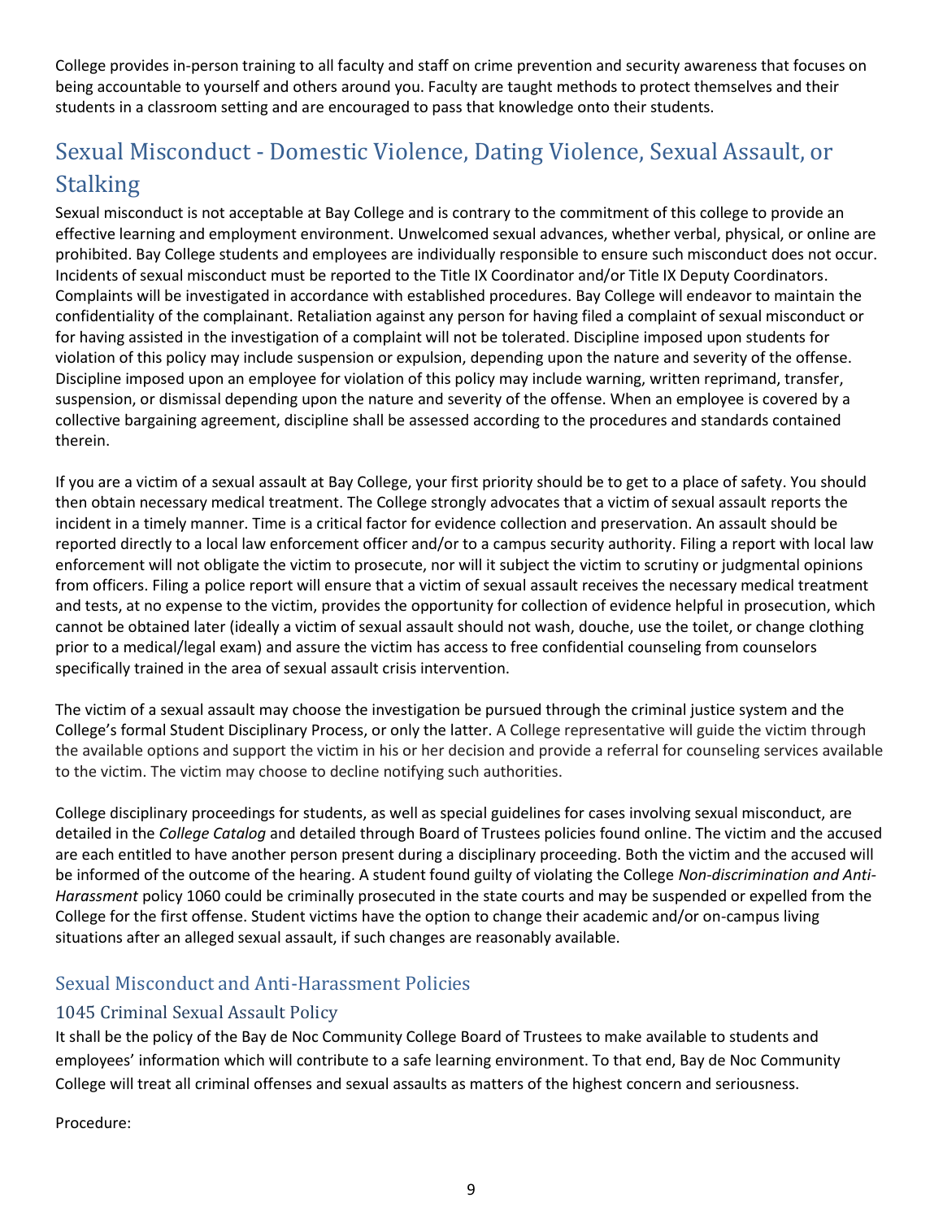College provides in-person training to all faculty and staff on crime prevention and security awareness that focuses on being accountable to yourself and others around you. Faculty are taught methods to protect themselves and their students in a classroom setting and are encouraged to pass that knowledge onto their students.

## Sexual Misconduct - Domestic Violence, Dating Violence, Sexual Assault, or Stalking

Sexual misconduct is not acceptable at Bay College and is contrary to the commitment of this college to provide an effective learning and employment environment. Unwelcomed sexual advances, whether verbal, physical, or online are prohibited. Bay College students and employees are individually responsible to ensure such misconduct does not occur. Incidents of sexual misconduct must be reported to the Title IX Coordinator and/or Title IX Deputy Coordinators. Complaints will be investigated in accordance with established procedures. Bay College will endeavor to maintain the confidentiality of the complainant. Retaliation against any person for having filed a complaint of sexual misconduct or for having assisted in the investigation of a complaint will not be tolerated. Discipline imposed upon students for violation of this policy may include suspension or expulsion, depending upon the nature and severity of the offense. Discipline imposed upon an employee for violation of this policy may include warning, written reprimand, transfer, suspension, or dismissal depending upon the nature and severity of the offense. When an employee is covered by a collective bargaining agreement, discipline shall be assessed according to the procedures and standards contained therein.

If you are a victim of a sexual assault at Bay College, your first priority should be to get to a place of safety. You should then obtain necessary medical treatment. The College strongly advocates that a victim of sexual assault reports the incident in a timely manner. Time is a critical factor for evidence collection and preservation. An assault should be reported directly to a local law enforcement officer and/or to a campus security authority. Filing a report with local law enforcement will not obligate the victim to prosecute, nor will it subject the victim to scrutiny or judgmental opinions from officers. Filing a police report will ensure that a victim of sexual assault receives the necessary medical treatment and tests, at no expense to the victim, provides the opportunity for collection of evidence helpful in prosecution, which cannot be obtained later (ideally a victim of sexual assault should not wash, douche, use the toilet, or change clothing prior to a medical/legal exam) and assure the victim has access to free confidential counseling from counselors specifically trained in the area of sexual assault crisis intervention.

The victim of a sexual assault may choose the investigation be pursued through the criminal justice system and the College's formal Student Disciplinary Process, or only the latter. A College representative will guide the victim through the available options and support the victim in his or her decision and provide a referral for counseling services available to the victim. The victim may choose to decline notifying such authorities.

College disciplinary proceedings for students, as well as special guidelines for cases involving sexual misconduct, are detailed in the *College Catalog* and detailed through Board of Trustees policies found online. The victim and the accused are each entitled to have another person present during a disciplinary proceeding. Both the victim and the accused will be informed of the outcome of the hearing. A student found guilty of violating the College *Non-discrimination and Anti-Harassment* policy 1060 could be criminally prosecuted in the state courts and may be suspended or expelled from the College for the first offense. Student victims have the option to change their academic and/or on-campus living situations after an alleged sexual assault, if such changes are reasonably available.

### Sexual Misconduct and Anti-Harassment Policies

#### 1045 Criminal Sexual Assault Policy

It shall be the policy of the Bay de Noc Community College Board of Trustees to make available to students and employees' information which will contribute to a safe learning environment. To that end, Bay de Noc Community College will treat all criminal offenses and sexual assaults as matters of the highest concern and seriousness.

Procedure: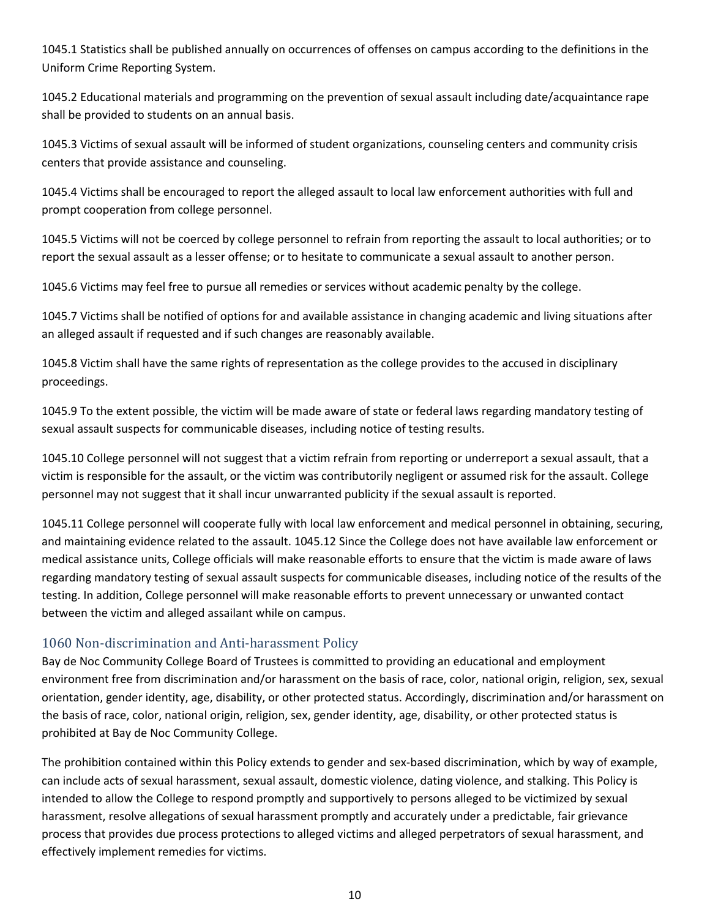1045.1 Statistics shall be published annually on occurrences of offenses on campus according to the definitions in the Uniform Crime Reporting System.

1045.2 Educational materials and programming on the prevention of sexual assault including date/acquaintance rape shall be provided to students on an annual basis.

1045.3 Victims of sexual assault will be informed of student organizations, counseling centers and community crisis centers that provide assistance and counseling.

1045.4 Victims shall be encouraged to report the alleged assault to local law enforcement authorities with full and prompt cooperation from college personnel.

1045.5 Victims will not be coerced by college personnel to refrain from reporting the assault to local authorities; or to report the sexual assault as a lesser offense; or to hesitate to communicate a sexual assault to another person.

1045.6 Victims may feel free to pursue all remedies or services without academic penalty by the college.

1045.7 Victims shall be notified of options for and available assistance in changing academic and living situations after an alleged assault if requested and if such changes are reasonably available.

1045.8 Victim shall have the same rights of representation as the college provides to the accused in disciplinary proceedings.

1045.9 To the extent possible, the victim will be made aware of state or federal laws regarding mandatory testing of sexual assault suspects for communicable diseases, including notice of testing results.

1045.10 College personnel will not suggest that a victim refrain from reporting or underreport a sexual assault, that a victim is responsible for the assault, or the victim was contributorily negligent or assumed risk for the assault. College personnel may not suggest that it shall incur unwarranted publicity if the sexual assault is reported.

1045.11 College personnel will cooperate fully with local law enforcement and medical personnel in obtaining, securing, and maintaining evidence related to the assault. 1045.12 Since the College does not have available law enforcement or medical assistance units, College officials will make reasonable efforts to ensure that the victim is made aware of laws regarding mandatory testing of sexual assault suspects for communicable diseases, including notice of the results of the testing. In addition, College personnel will make reasonable efforts to prevent unnecessary or unwanted contact between the victim and alleged assailant while on campus.

## 1060 Non-discrimination and Anti-harassment Policy

Bay de Noc Community College Board of Trustees is committed to providing an educational and employment environment free from discrimination and/or harassment on the basis of race, color, national origin, religion, sex, sexual orientation, gender identity, age, disability, or other protected status. Accordingly, discrimination and/or harassment on the basis of race, color, national origin, religion, sex, gender identity, age, disability, or other protected status is prohibited at Bay de Noc Community College.

The prohibition contained within this Policy extends to gender and sex-based discrimination, which by way of example, can include acts of sexual harassment, sexual assault, domestic violence, dating violence, and stalking. This Policy is intended to allow the College to respond promptly and supportively to persons alleged to be victimized by sexual harassment, resolve allegations of sexual harassment promptly and accurately under a predictable, fair grievance process that provides due process protections to alleged victims and alleged perpetrators of sexual harassment, and effectively implement remedies for victims.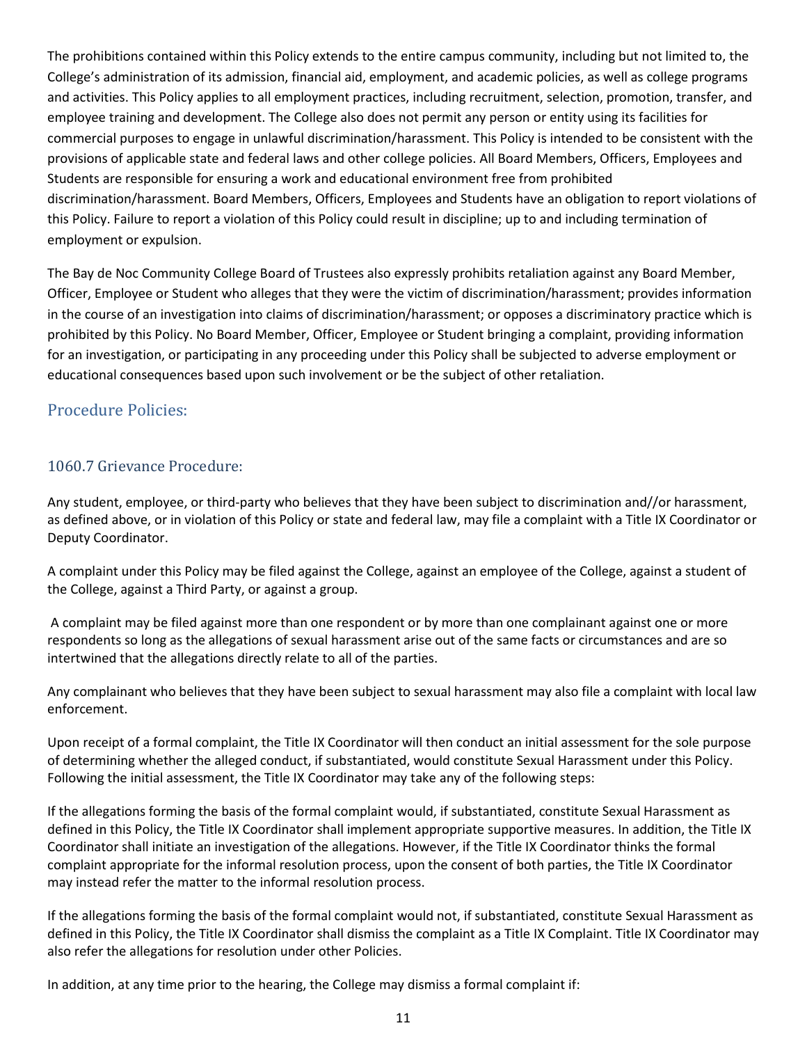The prohibitions contained within this Policy extends to the entire campus community, including but not limited to, the College's administration of its admission, financial aid, employment, and academic policies, as well as college programs and activities. This Policy applies to all employment practices, including recruitment, selection, promotion, transfer, and employee training and development. The College also does not permit any person or entity using its facilities for commercial purposes to engage in unlawful discrimination/harassment. This Policy is intended to be consistent with the provisions of applicable state and federal laws and other college policies. All Board Members, Officers, Employees and Students are responsible for ensuring a work and educational environment free from prohibited discrimination/harassment. Board Members, Officers, Employees and Students have an obligation to report violations of this Policy. Failure to report a violation of this Policy could result in discipline; up to and including termination of employment or expulsion.

The Bay de Noc Community College Board of Trustees also expressly prohibits retaliation against any Board Member, Officer, Employee or Student who alleges that they were the victim of discrimination/harassment; provides information in the course of an investigation into claims of discrimination/harassment; or opposes a discriminatory practice which is prohibited by this Policy. No Board Member, Officer, Employee or Student bringing a complaint, providing information for an investigation, or participating in any proceeding under this Policy shall be subjected to adverse employment or educational consequences based upon such involvement or be the subject of other retaliation.

## Procedure Policies:

### 1060.7 Grievance Procedure:

Any student, employee, or third-party who believes that they have been subject to discrimination and//or harassment, as defined above, or in violation of this Policy or state and federal law, may file a complaint with a Title IX Coordinator or Deputy Coordinator.

A complaint under this Policy may be filed against the College, against an employee of the College, against a student of the College, against a Third Party, or against a group.

A complaint may be filed against more than one respondent or by more than one complainant against one or more respondents so long as the allegations of sexual harassment arise out of the same facts or circumstances and are so intertwined that the allegations directly relate to all of the parties.

Any complainant who believes that they have been subject to sexual harassment may also file a complaint with local law enforcement.

Upon receipt of a formal complaint, the Title IX Coordinator will then conduct an initial assessment for the sole purpose of determining whether the alleged conduct, if substantiated, would constitute Sexual Harassment under this Policy. Following the initial assessment, the Title IX Coordinator may take any of the following steps:

If the allegations forming the basis of the formal complaint would, if substantiated, constitute Sexual Harassment as defined in this Policy, the Title IX Coordinator shall implement appropriate supportive measures. In addition, the Title IX Coordinator shall initiate an investigation of the allegations. However, if the Title IX Coordinator thinks the formal complaint appropriate for the informal resolution process, upon the consent of both parties, the Title IX Coordinator may instead refer the matter to the informal resolution process.

If the allegations forming the basis of the formal complaint would not, if substantiated, constitute Sexual Harassment as defined in this Policy, the Title IX Coordinator shall dismiss the complaint as a Title IX Complaint. Title IX Coordinator may also refer the allegations for resolution under other Policies.

In addition, at any time prior to the hearing, the College may dismiss a formal complaint if: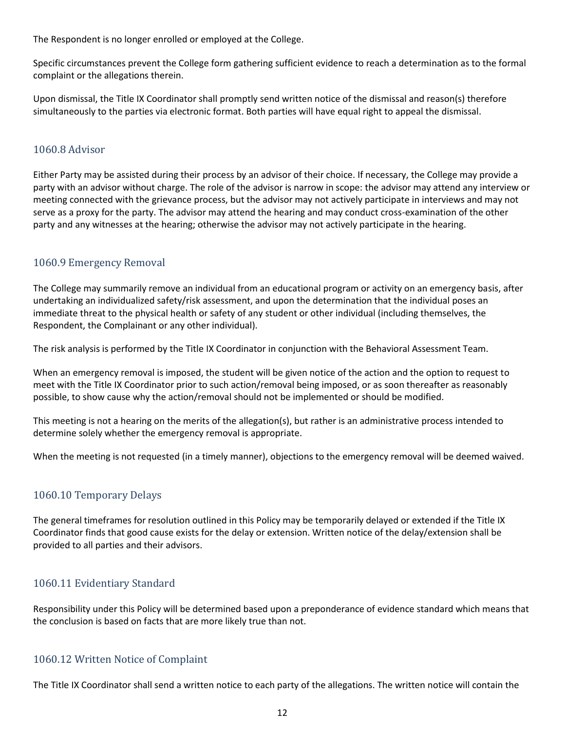The Respondent is no longer enrolled or employed at the College.

Specific circumstances prevent the College form gathering sufficient evidence to reach a determination as to the formal complaint or the allegations therein.

Upon dismissal, the Title IX Coordinator shall promptly send written notice of the dismissal and reason(s) therefore simultaneously to the parties via electronic format. Both parties will have equal right to appeal the dismissal.

## 1060.8 Advisor

Either Party may be assisted during their process by an advisor of their choice. If necessary, the College may provide a party with an advisor without charge. The role of the advisor is narrow in scope: the advisor may attend any interview or meeting connected with the grievance process, but the advisor may not actively participate in interviews and may not serve as a proxy for the party. The advisor may attend the hearing and may conduct cross-examination of the other party and any witnesses at the hearing; otherwise the advisor may not actively participate in the hearing.

## 1060.9 Emergency Removal

The College may summarily remove an individual from an educational program or activity on an emergency basis, after undertaking an individualized safety/risk assessment, and upon the determination that the individual poses an immediate threat to the physical health or safety of any student or other individual (including themselves, the Respondent, the Complainant or any other individual).

The risk analysis is performed by the Title IX Coordinator in conjunction with the Behavioral Assessment Team.

When an emergency removal is imposed, the student will be given notice of the action and the option to request to meet with the Title IX Coordinator prior to such action/removal being imposed, or as soon thereafter as reasonably possible, to show cause why the action/removal should not be implemented or should be modified.

This meeting is not a hearing on the merits of the allegation(s), but rather is an administrative process intended to determine solely whether the emergency removal is appropriate.

When the meeting is not requested (in a timely manner), objections to the emergency removal will be deemed waived.

## 1060.10 Temporary Delays

The general timeframes for resolution outlined in this Policy may be temporarily delayed or extended if the Title IX Coordinator finds that good cause exists for the delay or extension. Written notice of the delay/extension shall be provided to all parties and their advisors.

## 1060.11 Evidentiary Standard

Responsibility under this Policy will be determined based upon a preponderance of evidence standard which means that the conclusion is based on facts that are more likely true than not.

## 1060.12 Written Notice of Complaint

The Title IX Coordinator shall send a written notice to each party of the allegations. The written notice will contain the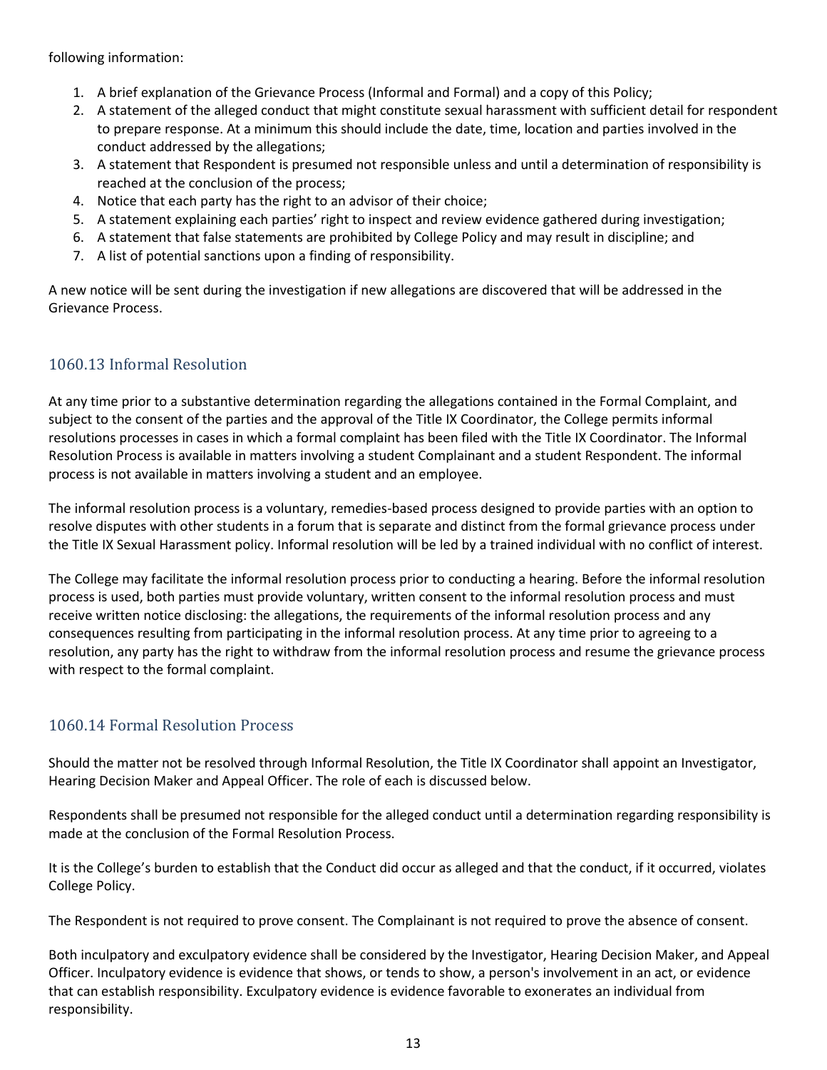following information:

1. A brief explanation of the Grievance Process (Informal and Formal) and a copy of this Policy;
2. A statement of the alleged conduct that might constitute sexual harassment with sufficient detail for respondent to prepare response. At a minimum this should include the date, time, location and parties involved in the conduct addressed by the allegations;
3. A statement that Respondent is presumed not responsible unless and until a determination of responsibility is reached at the conclusion of the process;
4. Notice that each party has the right to an advisor of their choice;
5. A statement explaining each parties' right to inspect and review evidence gathered during investigation;
6. A statement that false statements are prohibited by College Policy and may result in discipline; and
7. A list of potential sanctions upon a finding of responsibility.

A new notice will be sent during the investigation if new allegations are discovered that will be addressed in the Grievance Process.

## 1060.13 Informal Resolution

At any time prior to a substantive determination regarding the allegations contained in the Formal Complaint, and subject to the consent of the parties and the approval of the Title IX Coordinator, the College permits informal resolutions processes in cases in which a formal complaint has been filed with the Title IX Coordinator. The Informal Resolution Process is available in matters involving a student Complainant and a student Respondent. The informal process is not available in matters involving a student and an employee.

The informal resolution process is a voluntary, remedies-based process designed to provide parties with an option to resolve disputes with other students in a forum that is separate and distinct from the formal grievance process under the Title IX Sexual Harassment policy. Informal resolution will be led by a trained individual with no conflict of interest.

The College may facilitate the informal resolution process prior to conducting a hearing. Before the informal resolution process is used, both parties must provide voluntary, written consent to the informal resolution process and must receive written notice disclosing: the allegations, the requirements of the informal resolution process and any consequences resulting from participating in the informal resolution process. At any time prior to agreeing to a resolution, any party has the right to withdraw from the informal resolution process and resume the grievance process with respect to the formal complaint.

## 1060.14 Formal Resolution Process

Should the matter not be resolved through Informal Resolution, the Title IX Coordinator shall appoint an Investigator, Hearing Decision Maker and Appeal Officer. The role of each is discussed below.

Respondents shall be presumed not responsible for the alleged conduct until a determination regarding responsibility is made at the conclusion of the Formal Resolution Process.

It is the College's burden to establish that the Conduct did occur as alleged and that the conduct, if it occurred, violates College Policy.

The Respondent is not required to prove consent. The Complainant is not required to prove the absence of consent.

Both inculpatory and exculpatory evidence shall be considered by the Investigator, Hearing Decision Maker, and Appeal Officer. Inculpatory evidence is evidence that shows, or tends to show, a person's involvement in an act, or evidence that can establish responsibility. Exculpatory evidence is evidence favorable to exonerates an individual from responsibility.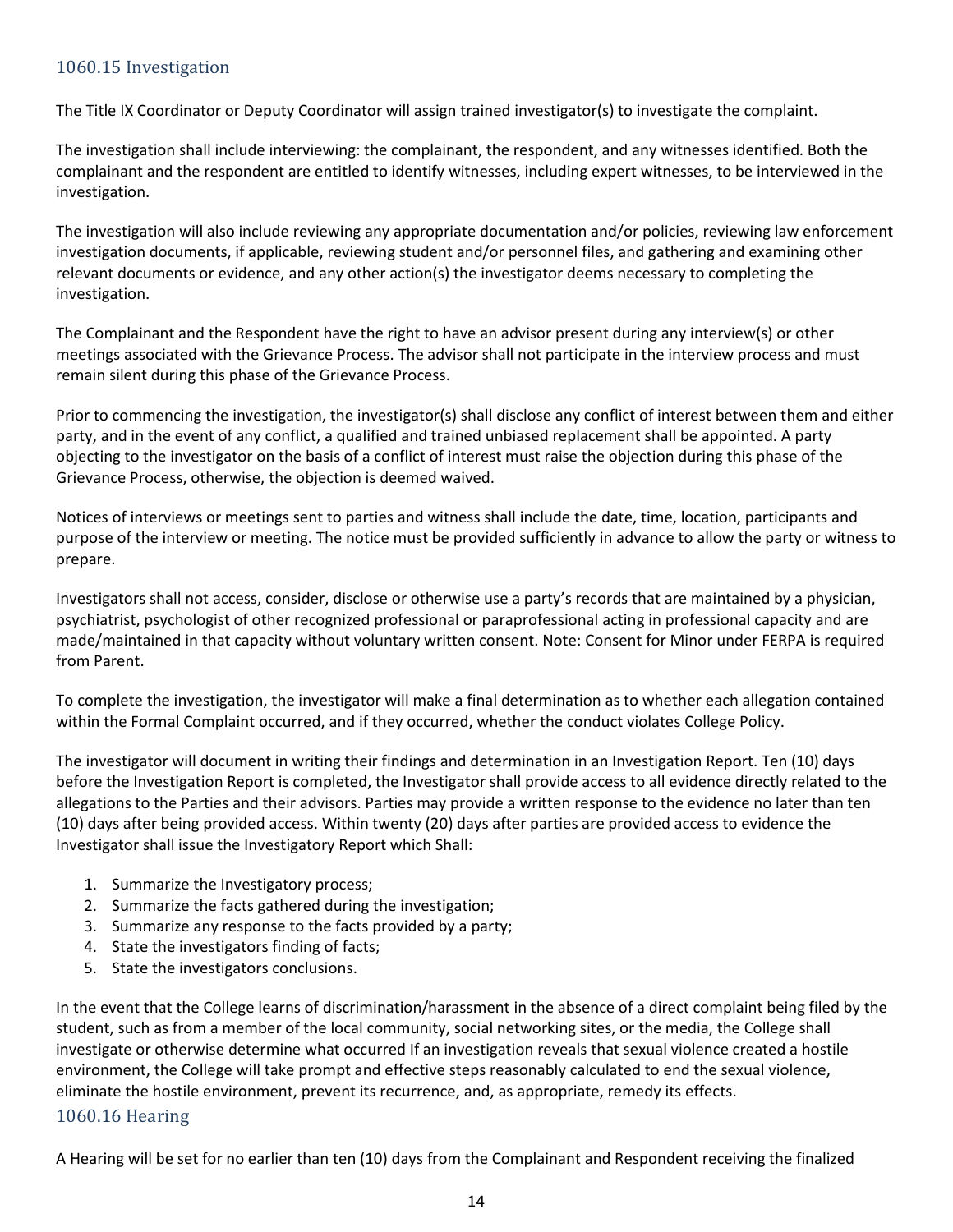## 1060.15 Investigation

The Title IX Coordinator or Deputy Coordinator will assign trained investigator(s) to investigate the complaint.

The investigation shall include interviewing: the complainant, the respondent, and any witnesses identified. Both the complainant and the respondent are entitled to identify witnesses, including expert witnesses, to be interviewed in the investigation.

The investigation will also include reviewing any appropriate documentation and/or policies, reviewing law enforcement investigation documents, if applicable, reviewing student and/or personnel files, and gathering and examining other relevant documents or evidence, and any other action(s) the investigator deems necessary to completing the investigation.

The Complainant and the Respondent have the right to have an advisor present during any interview(s) or other meetings associated with the Grievance Process. The advisor shall not participate in the interview process and must remain silent during this phase of the Grievance Process.

Prior to commencing the investigation, the investigator(s) shall disclose any conflict of interest between them and either party, and in the event of any conflict, a qualified and trained unbiased replacement shall be appointed. A party objecting to the investigator on the basis of a conflict of interest must raise the objection during this phase of the Grievance Process, otherwise, the objection is deemed waived.

Notices of interviews or meetings sent to parties and witness shall include the date, time, location, participants and purpose of the interview or meeting. The notice must be provided sufficiently in advance to allow the party or witness to prepare.

Investigators shall not access, consider, disclose or otherwise use a party's records that are maintained by a physician, psychiatrist, psychologist of other recognized professional or paraprofessional acting in professional capacity and are made/maintained in that capacity without voluntary written consent. Note: Consent for Minor under FERPA is required from Parent.

To complete the investigation, the investigator will make a final determination as to whether each allegation contained within the Formal Complaint occurred, and if they occurred, whether the conduct violates College Policy.

The investigator will document in writing their findings and determination in an Investigation Report. Ten (10) days before the Investigation Report is completed, the Investigator shall provide access to all evidence directly related to the allegations to the Parties and their advisors. Parties may provide a written response to the evidence no later than ten (10) days after being provided access. Within twenty (20) days after parties are provided access to evidence the Investigator shall issue the Investigatory Report which Shall:

1. Summarize the Investigatory process;
2. Summarize the facts gathered during the investigation;
3. Summarize any response to the facts provided by a party;
4. State the investigators finding of facts;
5. State the investigators conclusions.

In the event that the College learns of discrimination/harassment in the absence of a direct complaint being filed by the student, such as from a member of the local community, social networking sites, or the media, the College shall investigate or otherwise determine what occurred If an investigation reveals that sexual violence created a hostile environment, the College will take prompt and effective steps reasonably calculated to end the sexual violence, eliminate the hostile environment, prevent its recurrence, and, as appropriate, remedy its effects.

## 1060.16 Hearing

A Hearing will be set for no earlier than ten (10) days from the Complainant and Respondent receiving the finalized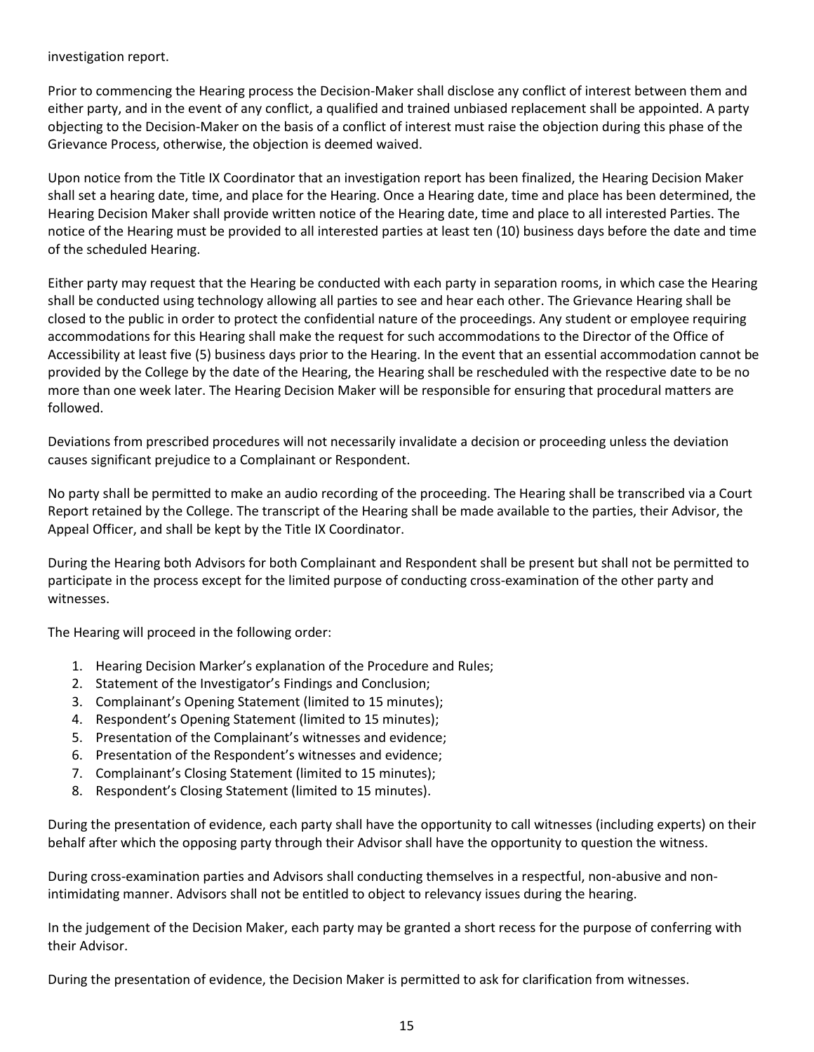investigation report.

Prior to commencing the Hearing process the Decision-Maker shall disclose any conflict of interest between them and either party, and in the event of any conflict, a qualified and trained unbiased replacement shall be appointed. A party objecting to the Decision-Maker on the basis of a conflict of interest must raise the objection during this phase of the Grievance Process, otherwise, the objection is deemed waived.

Upon notice from the Title IX Coordinator that an investigation report has been finalized, the Hearing Decision Maker shall set a hearing date, time, and place for the Hearing. Once a Hearing date, time and place has been determined, the Hearing Decision Maker shall provide written notice of the Hearing date, time and place to all interested Parties. The notice of the Hearing must be provided to all interested parties at least ten (10) business days before the date and time of the scheduled Hearing.

Either party may request that the Hearing be conducted with each party in separation rooms, in which case the Hearing shall be conducted using technology allowing all parties to see and hear each other. The Grievance Hearing shall be closed to the public in order to protect the confidential nature of the proceedings. Any student or employee requiring accommodations for this Hearing shall make the request for such accommodations to the Director of the Office of Accessibility at least five (5) business days prior to the Hearing. In the event that an essential accommodation cannot be provided by the College by the date of the Hearing, the Hearing shall be rescheduled with the respective date to be no more than one week later. The Hearing Decision Maker will be responsible for ensuring that procedural matters are followed.

Deviations from prescribed procedures will not necessarily invalidate a decision or proceeding unless the deviation causes significant prejudice to a Complainant or Respondent.

No party shall be permitted to make an audio recording of the proceeding. The Hearing shall be transcribed via a Court Report retained by the College. The transcript of the Hearing shall be made available to the parties, their Advisor, the Appeal Officer, and shall be kept by the Title IX Coordinator.

During the Hearing both Advisors for both Complainant and Respondent shall be present but shall not be permitted to participate in the process except for the limited purpose of conducting cross-examination of the other party and witnesses.

The Hearing will proceed in the following order:

1. Hearing Decision Marker's explanation of the Procedure and Rules;
2. Statement of the Investigator's Findings and Conclusion;
3. Complainant's Opening Statement (limited to 15 minutes);
4. Respondent's Opening Statement (limited to 15 minutes);
5. Presentation of the Complainant's witnesses and evidence;
6. Presentation of the Respondent's witnesses and evidence;
7. Complainant's Closing Statement (limited to 15 minutes);
8. Respondent's Closing Statement (limited to 15 minutes).

During the presentation of evidence, each party shall have the opportunity to call witnesses (including experts) on their behalf after which the opposing party through their Advisor shall have the opportunity to question the witness.

During cross-examination parties and Advisors shall conducting themselves in a respectful, non-abusive and non-intimidating manner. Advisors shall not be entitled to object to relevancy issues during the hearing.

In the judgement of the Decision Maker, each party may be granted a short recess for the purpose of conferring with their Advisor.

During the presentation of evidence, the Decision Maker is permitted to ask for clarification from witnesses.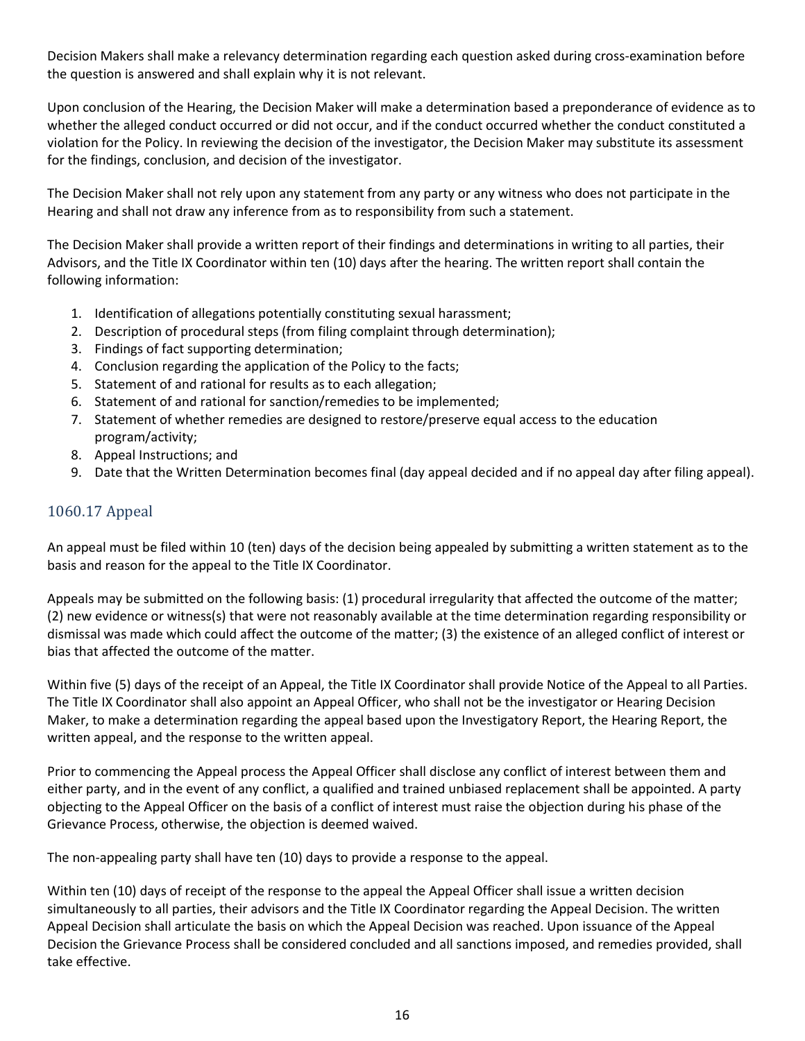Decision Makers shall make a relevancy determination regarding each question asked during cross-examination before the question is answered and shall explain why it is not relevant.

Upon conclusion of the Hearing, the Decision Maker will make a determination based a preponderance of evidence as to whether the alleged conduct occurred or did not occur, and if the conduct occurred whether the conduct constituted a violation for the Policy. In reviewing the decision of the investigator, the Decision Maker may substitute its assessment for the findings, conclusion, and decision of the investigator.

The Decision Maker shall not rely upon any statement from any party or any witness who does not participate in the Hearing and shall not draw any inference from as to responsibility from such a statement.

The Decision Maker shall provide a written report of their findings and determinations in writing to all parties, their Advisors, and the Title IX Coordinator within ten (10) days after the hearing. The written report shall contain the following information:

1. Identification of allegations potentially constituting sexual harassment;
2. Description of procedural steps (from filing complaint through determination);
3. Findings of fact supporting determination;
4. Conclusion regarding the application of the Policy to the facts;
5. Statement of and rational for results as to each allegation;
6. Statement of and rational for sanction/remedies to be implemented;
7. Statement of whether remedies are designed to restore/preserve equal access to the education program/activity;
8. Appeal Instructions; and
9. Date that the Written Determination becomes final (day appeal decided and if no appeal day after filing appeal).

## 1060.17 Appeal

An appeal must be filed within 10 (ten) days of the decision being appealed by submitting a written statement as to the basis and reason for the appeal to the Title IX Coordinator.

Appeals may be submitted on the following basis: (1) procedural irregularity that affected the outcome of the matter; (2) new evidence or witness(s) that were not reasonably available at the time determination regarding responsibility or dismissal was made which could affect the outcome of the matter; (3) the existence of an alleged conflict of interest or bias that affected the outcome of the matter.

Within five (5) days of the receipt of an Appeal, the Title IX Coordinator shall provide Notice of the Appeal to all Parties. The Title IX Coordinator shall also appoint an Appeal Officer, who shall not be the investigator or Hearing Decision Maker, to make a determination regarding the appeal based upon the Investigatory Report, the Hearing Report, the written appeal, and the response to the written appeal.

Prior to commencing the Appeal process the Appeal Officer shall disclose any conflict of interest between them and either party, and in the event of any conflict, a qualified and trained unbiased replacement shall be appointed. A party objecting to the Appeal Officer on the basis of a conflict of interest must raise the objection during his phase of the Grievance Process, otherwise, the objection is deemed waived.

The non-appealing party shall have ten (10) days to provide a response to the appeal.

Within ten (10) days of receipt of the response to the appeal the Appeal Officer shall issue a written decision simultaneously to all parties, their advisors and the Title IX Coordinator regarding the Appeal Decision. The written Appeal Decision shall articulate the basis on which the Appeal Decision was reached. Upon issuance of the Appeal Decision the Grievance Process shall be considered concluded and all sanctions imposed, and remedies provided, shall take effective.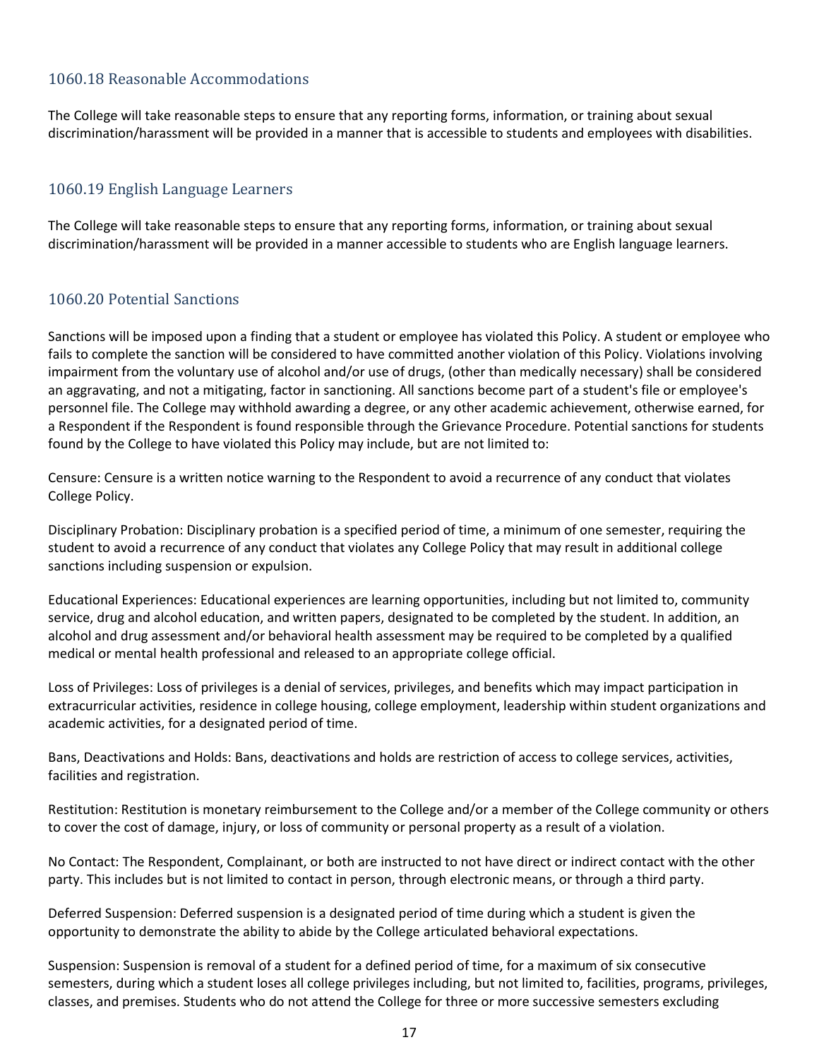## 1060.18 Reasonable Accommodations

The College will take reasonable steps to ensure that any reporting forms, information, or training about sexual discrimination/harassment will be provided in a manner that is accessible to students and employees with disabilities.

## 1060.19 English Language Learners

The College will take reasonable steps to ensure that any reporting forms, information, or training about sexual discrimination/harassment will be provided in a manner accessible to students who are English language learners.

## 1060.20 Potential Sanctions

Sanctions will be imposed upon a finding that a student or employee has violated this Policy. A student or employee who fails to complete the sanction will be considered to have committed another violation of this Policy. Violations involving impairment from the voluntary use of alcohol and/or use of drugs, (other than medically necessary) shall be considered an aggravating, and not a mitigating, factor in sanctioning. All sanctions become part of a student's file or employee's personnel file. The College may withhold awarding a degree, or any other academic achievement, otherwise earned, for a Respondent if the Respondent is found responsible through the Grievance Procedure. Potential sanctions for students found by the College to have violated this Policy may include, but are not limited to:

Censure: Censure is a written notice warning to the Respondent to avoid a recurrence of any conduct that violates College Policy.

Disciplinary Probation: Disciplinary probation is a specified period of time, a minimum of one semester, requiring the student to avoid a recurrence of any conduct that violates any College Policy that may result in additional college sanctions including suspension or expulsion.

Educational Experiences: Educational experiences are learning opportunities, including but not limited to, community service, drug and alcohol education, and written papers, designated to be completed by the student. In addition, an alcohol and drug assessment and/or behavioral health assessment may be required to be completed by a qualified medical or mental health professional and released to an appropriate college official.

Loss of Privileges: Loss of privileges is a denial of services, privileges, and benefits which may impact participation in extracurricular activities, residence in college housing, college employment, leadership within student organizations and academic activities, for a designated period of time.

Bans, Deactivations and Holds: Bans, deactivations and holds are restriction of access to college services, activities, facilities and registration.

Restitution: Restitution is monetary reimbursement to the College and/or a member of the College community or others to cover the cost of damage, injury, or loss of community or personal property as a result of a violation.

No Contact: The Respondent, Complainant, or both are instructed to not have direct or indirect contact with the other party. This includes but is not limited to contact in person, through electronic means, or through a third party.

Deferred Suspension: Deferred suspension is a designated period of time during which a student is given the opportunity to demonstrate the ability to abide by the College articulated behavioral expectations.

Suspension: Suspension is removal of a student for a defined period of time, for a maximum of six consecutive semesters, during which a student loses all college privileges including, but not limited to, facilities, programs, privileges, classes, and premises. Students who do not attend the College for three or more successive semesters excluding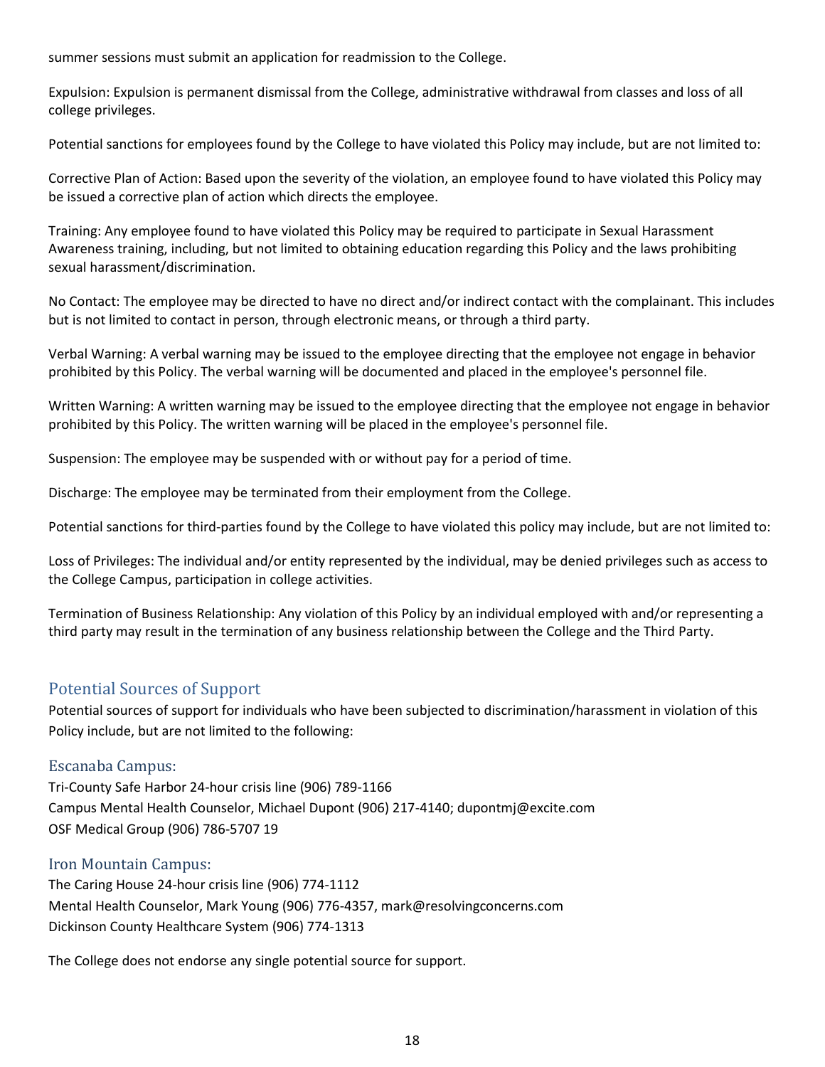summer sessions must submit an application for readmission to the College.

Expulsion: Expulsion is permanent dismissal from the College, administrative withdrawal from classes and loss of all college privileges.

Potential sanctions for employees found by the College to have violated this Policy may include, but are not limited to:

Corrective Plan of Action: Based upon the severity of the violation, an employee found to have violated this Policy may be issued a corrective plan of action which directs the employee.

Training: Any employee found to have violated this Policy may be required to participate in Sexual Harassment Awareness training, including, but not limited to obtaining education regarding this Policy and the laws prohibiting sexual harassment/discrimination.

No Contact: The employee may be directed to have no direct and/or indirect contact with the complainant. This includes but is not limited to contact in person, through electronic means, or through a third party.

Verbal Warning: A verbal warning may be issued to the employee directing that the employee not engage in behavior prohibited by this Policy. The verbal warning will be documented and placed in the employee's personnel file.

Written Warning: A written warning may be issued to the employee directing that the employee not engage in behavior prohibited by this Policy. The written warning will be placed in the employee's personnel file.

Suspension: The employee may be suspended with or without pay for a period of time.

Discharge: The employee may be terminated from their employment from the College.

Potential sanctions for third-parties found by the College to have violated this policy may include, but are not limited to:

Loss of Privileges: The individual and/or entity represented by the individual, may be denied privileges such as access to the College Campus, participation in college activities.

Termination of Business Relationship: Any violation of this Policy by an individual employed with and/or representing a third party may result in the termination of any business relationship between the College and the Third Party.

## Potential Sources of Support

Potential sources of support for individuals who have been subjected to discrimination/harassment in violation of this Policy include, but are not limited to the following:

### Escanaba Campus:

Tri-County Safe Harbor 24-hour crisis line (906) 789-1166
Campus Mental Health Counselor, Michael Dupont (906) 217-4140; dupontmj@excite.com
OSF Medical Group (906) 786-5707 19

### Iron Mountain Campus:

The Caring House 24-hour crisis line (906) 774-1112
Mental Health Counselor, Mark Young (906) 776-4357, mark@resolvingconcerns.com
Dickinson County Healthcare System (906) 774-1313

The College does not endorse any single potential source for support.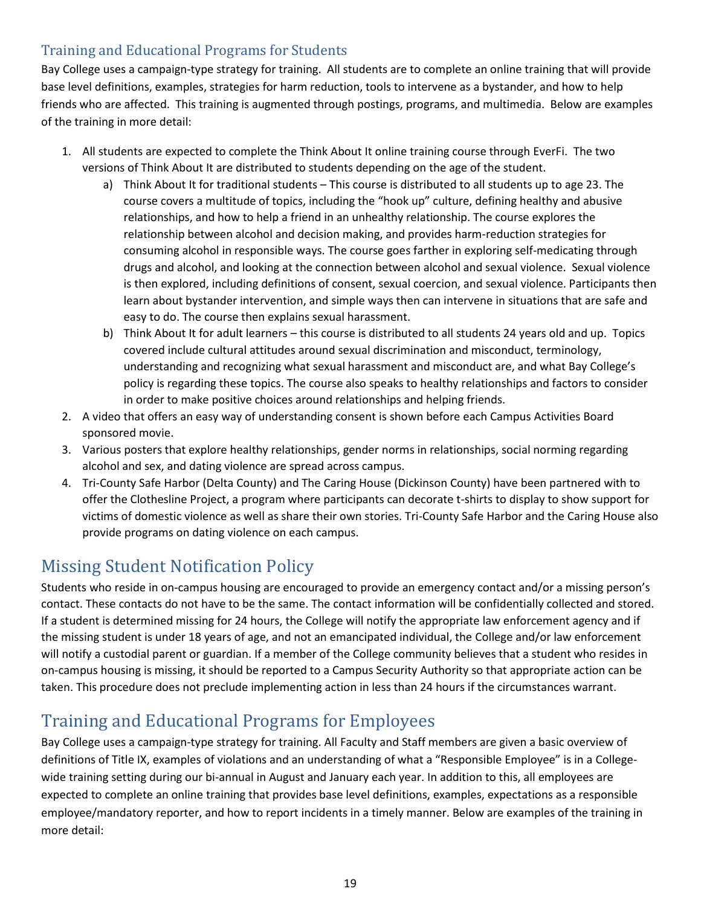## Training and Educational Programs for Students

Bay College uses a campaign-type strategy for training. All students are to complete an online training that will provide base level definitions, examples, strategies for harm reduction, tools to intervene as a bystander, and how to help friends who are affected. This training is augmented through postings, programs, and multimedia. Below are examples of the training in more detail:

1. All students are expected to complete the Think About It online training course through EverFi. The two versions of Think About It are distributed to students depending on the age of the student.
   a) Think About It for traditional students – This course is distributed to all students up to age 23. The course covers a multitude of topics, including the "hook up" culture, defining healthy and abusive relationships, and how to help a friend in an unhealthy relationship. The course explores the relationship between alcohol and decision making, and provides harm-reduction strategies for consuming alcohol in responsible ways. The course goes farther in exploring self-medicating through drugs and alcohol, and looking at the connection between alcohol and sexual violence. Sexual violence is then explored, including definitions of consent, sexual coercion, and sexual violence. Participants then learn about bystander intervention, and simple ways then can intervene in situations that are safe and easy to do. The course then explains sexual harassment.
   b) Think About It for adult learners – this course is distributed to all students 24 years old and up. Topics covered include cultural attitudes around sexual discrimination and misconduct, terminology, understanding and recognizing what sexual harassment and misconduct are, and what Bay College's policy is regarding these topics. The course also speaks to healthy relationships and factors to consider in order to make positive choices around relationships and helping friends.
2. A video that offers an easy way of understanding consent is shown before each Campus Activities Board sponsored movie.
3. Various posters that explore healthy relationships, gender norms in relationships, social norming regarding alcohol and sex, and dating violence are spread across campus.
4. Tri-County Safe Harbor (Delta County) and The Caring House (Dickinson County) have been partnered with to offer the Clothesline Project, a program where participants can decorate t-shirts to display to show support for victims of domestic violence as well as share their own stories. Tri-County Safe Harbor and the Caring House also provide programs on dating violence on each campus.

# Missing Student Notification Policy

Students who reside in on-campus housing are encouraged to provide an emergency contact and/or a missing person's contact. These contacts do not have to be the same. The contact information will be confidentially collected and stored. If a student is determined missing for 24 hours, the College will notify the appropriate law enforcement agency and if the missing student is under 18 years of age, and not an emancipated individual, the College and/or law enforcement will notify a custodial parent or guardian. If a member of the College community believes that a student who resides in on-campus housing is missing, it should be reported to a Campus Security Authority so that appropriate action can be taken. This procedure does not preclude implementing action in less than 24 hours if the circumstances warrant.

# Training and Educational Programs for Employees

Bay College uses a campaign-type strategy for training. All Faculty and Staff members are given a basic overview of definitions of Title IX, examples of violations and an understanding of what a "Responsible Employee" is in a College-wide training setting during our bi-annual in August and January each year. In addition to this, all employees are expected to complete an online training that provides base level definitions, examples, expectations as a responsible employee/mandatory reporter, and how to report incidents in a timely manner. Below are examples of the training in more detail: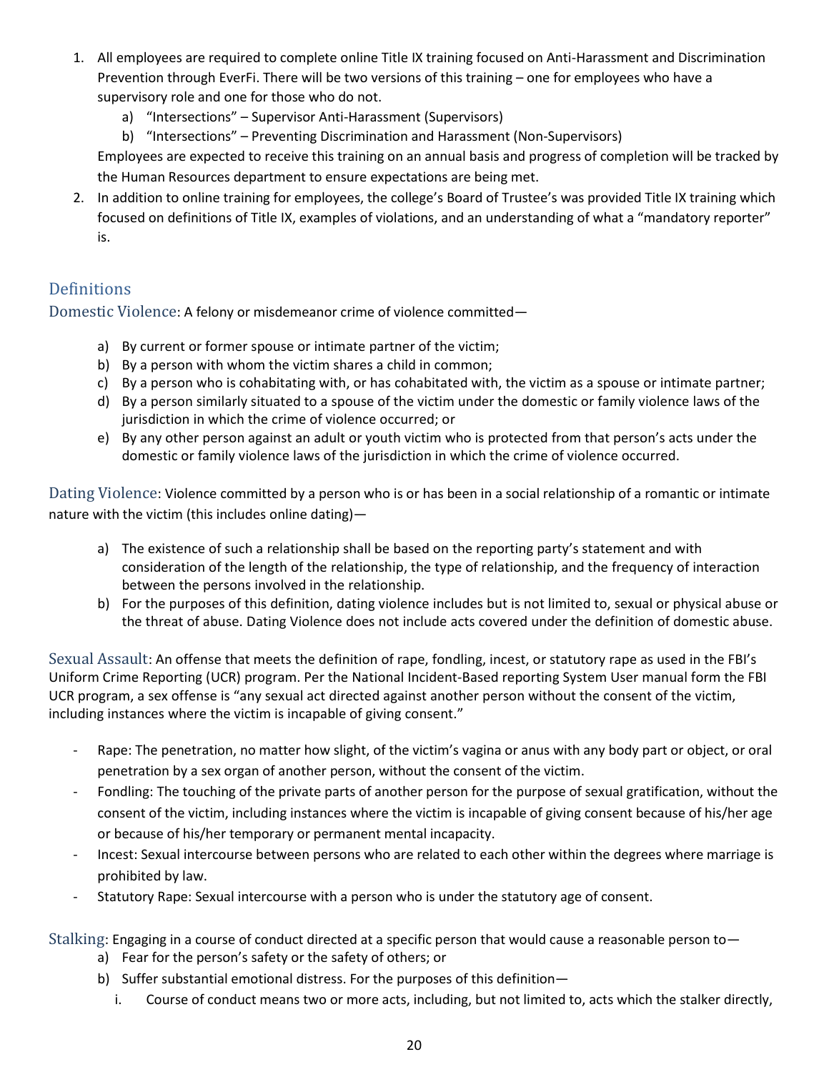1. All employees are required to complete online Title IX training focused on Anti-Harassment and Discrimination Prevention through EverFi. There will be two versions of this training – one for employees who have a supervisory role and one for those who do not.
    a) "Intersections" – Supervisor Anti-Harassment (Supervisors)
    b) "Intersections" – Preventing Discrimination and Harassment (Non-Supervisors)

    Employees are expected to receive this training on an annual basis and progress of completion will be tracked by the Human Resources department to ensure expectations are being met.
2. In addition to online training for employees, the college's Board of Trustee's was provided Title IX training which focused on definitions of Title IX, examples of violations, and an understanding of what a "mandatory reporter" is.

## Definitions

**Domestic Violence**: A felony or misdemeanor crime of violence committed—

a) By current or former spouse or intimate partner of the victim;
b) By a person with whom the victim shares a child in common;
c) By a person who is cohabitating with, or has cohabitated with, the victim as a spouse or intimate partner;
d) By a person similarly situated to a spouse of the victim under the domestic or family violence laws of the jurisdiction in which the crime of violence occurred; or
e) By any other person against an adult or youth victim who is protected from that person's acts under the domestic or family violence laws of the jurisdiction in which the crime of violence occurred.

**Dating Violence**: Violence committed by a person who is or has been in a social relationship of a romantic or intimate nature with the victim (this includes online dating)—

a) The existence of such a relationship shall be based on the reporting party's statement and with consideration of the length of the relationship, the type of relationship, and the frequency of interaction between the persons involved in the relationship.
b) For the purposes of this definition, dating violence includes but is not limited to, sexual or physical abuse or the threat of abuse. Dating Violence does not include acts covered under the definition of domestic abuse.

**Sexual Assault**: An offense that meets the definition of rape, fondling, incest, or statutory rape as used in the FBI's Uniform Crime Reporting (UCR) program. Per the National Incident-Based reporting System User manual form the FBI UCR program, a sex offense is "any sexual act directed against another person without the consent of the victim, including instances where the victim is incapable of giving consent."

- Rape: The penetration, no matter how slight, of the victim's vagina or anus with any body part or object, or oral penetration by a sex organ of another person, without the consent of the victim.
- Fondling: The touching of the private parts of another person for the purpose of sexual gratification, without the consent of the victim, including instances where the victim is incapable of giving consent because of his/her age or because of his/her temporary or permanent mental incapacity.
- Incest: Sexual intercourse between persons who are related to each other within the degrees where marriage is prohibited by law.
- Statutory Rape: Sexual intercourse with a person who is under the statutory age of consent.

**Stalking**: Engaging in a course of conduct directed at a specific person that would cause a reasonable person to—

a) Fear for the person's safety or the safety of others; or
b) Suffer substantial emotional distress. For the purposes of this definition—
    i. Course of conduct means two or more acts, including, but not limited to, acts which the stalker directly,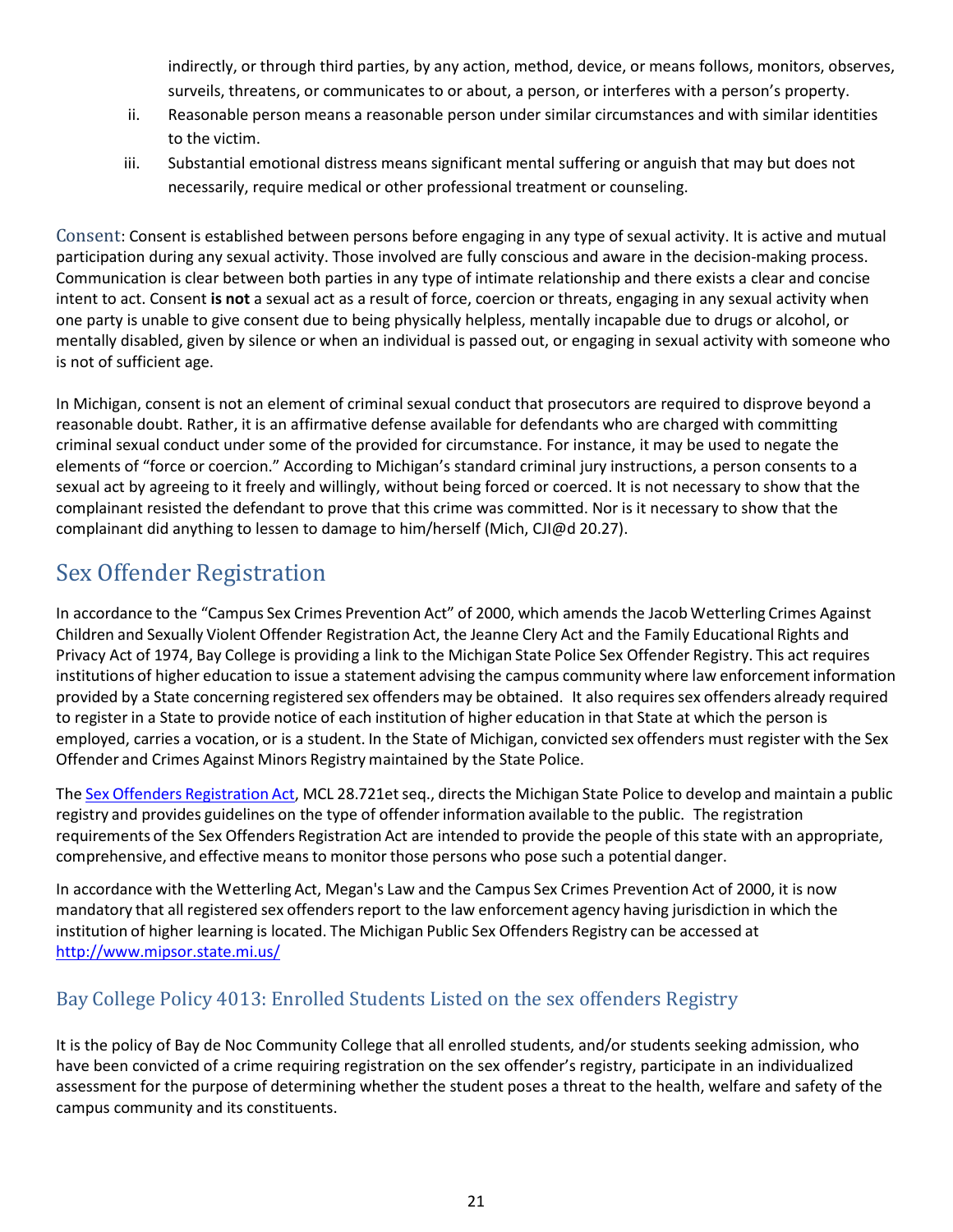indirectly, or through third parties, by any action, method, device, or means follows, monitors, observes, surveils, threatens, or communicates to or about, a person, or interferes with a person's property.

ii. Reasonable person means a reasonable person under similar circumstances and with similar identities to the victim.

iii. Substantial emotional distress means significant mental suffering or anguish that may but does not necessarily, require medical or other professional treatment or counseling.

Consent: Consent is established between persons before engaging in any type of sexual activity. It is active and mutual participation during any sexual activity. Those involved are fully conscious and aware in the decision-making process. Communication is clear between both parties in any type of intimate relationship and there exists a clear and concise intent to act. Consent **is not** a sexual act as a result of force, coercion or threats, engaging in any sexual activity when one party is unable to give consent due to being physically helpless, mentally incapable due to drugs or alcohol, or mentally disabled, given by silence or when an individual is passed out, or engaging in sexual activity with someone who is not of sufficient age.

In Michigan, consent is not an element of criminal sexual conduct that prosecutors are required to disprove beyond a reasonable doubt. Rather, it is an affirmative defense available for defendants who are charged with committing criminal sexual conduct under some of the provided for circumstance. For instance, it may be used to negate the elements of "force or coercion." According to Michigan's standard criminal jury instructions, a person consents to a sexual act by agreeing to it freely and willingly, without being forced or coerced. It is not necessary to show that the complainant resisted the defendant to prove that this crime was committed. Nor is it necessary to show that the complainant did anything to lessen to damage to him/herself (Mich, CJI@d 20.27).

# Sex Offender Registration

In accordance to the "Campus Sex Crimes Prevention Act" of 2000, which amends the Jacob Wetterling Crimes Against Children and Sexually Violent Offender Registration Act, the Jeanne Clery Act and the Family Educational Rights and Privacy Act of 1974, Bay College is providing a link to the Michigan State Police Sex Offender Registry. This act requires institutions of higher education to issue a statement advising the campus community where law enforcement information provided by a State concerning registered sex offenders may be obtained. It also requires sex offenders already required to register in a State to provide notice of each institution of higher education in that State at which the person is employed, carries a vocation, or is a student. In the State of Michigan, convicted sex offenders must register with the Sex Offender and Crimes Against Minors Registry maintained by the State Police.

The Sex Offenders Registration Act, MCL 28.721et seq., directs the Michigan State Police to develop and maintain a public registry and provides guidelines on the type of offender information available to the public. The registration requirements of the Sex Offenders Registration Act are intended to provide the people of this state with an appropriate, comprehensive, and effective means to monitor those persons who pose such a potential danger.

In accordance with the Wetterling Act, Megan's Law and the Campus Sex Crimes Prevention Act of 2000, it is now mandatory that all registered sex offenders report to the law enforcement agency having jurisdiction in which the institution of higher learning is located. The Michigan Public Sex Offenders Registry can be accessed at http://www.mipsor.state.mi.us/

## Bay College Policy 4013: Enrolled Students Listed on the sex offenders Registry

It is the policy of Bay de Noc Community College that all enrolled students, and/or students seeking admission, who have been convicted of a crime requiring registration on the sex offender's registry, participate in an individualized assessment for the purpose of determining whether the student poses a threat to the health, welfare and safety of the campus community and its constituents.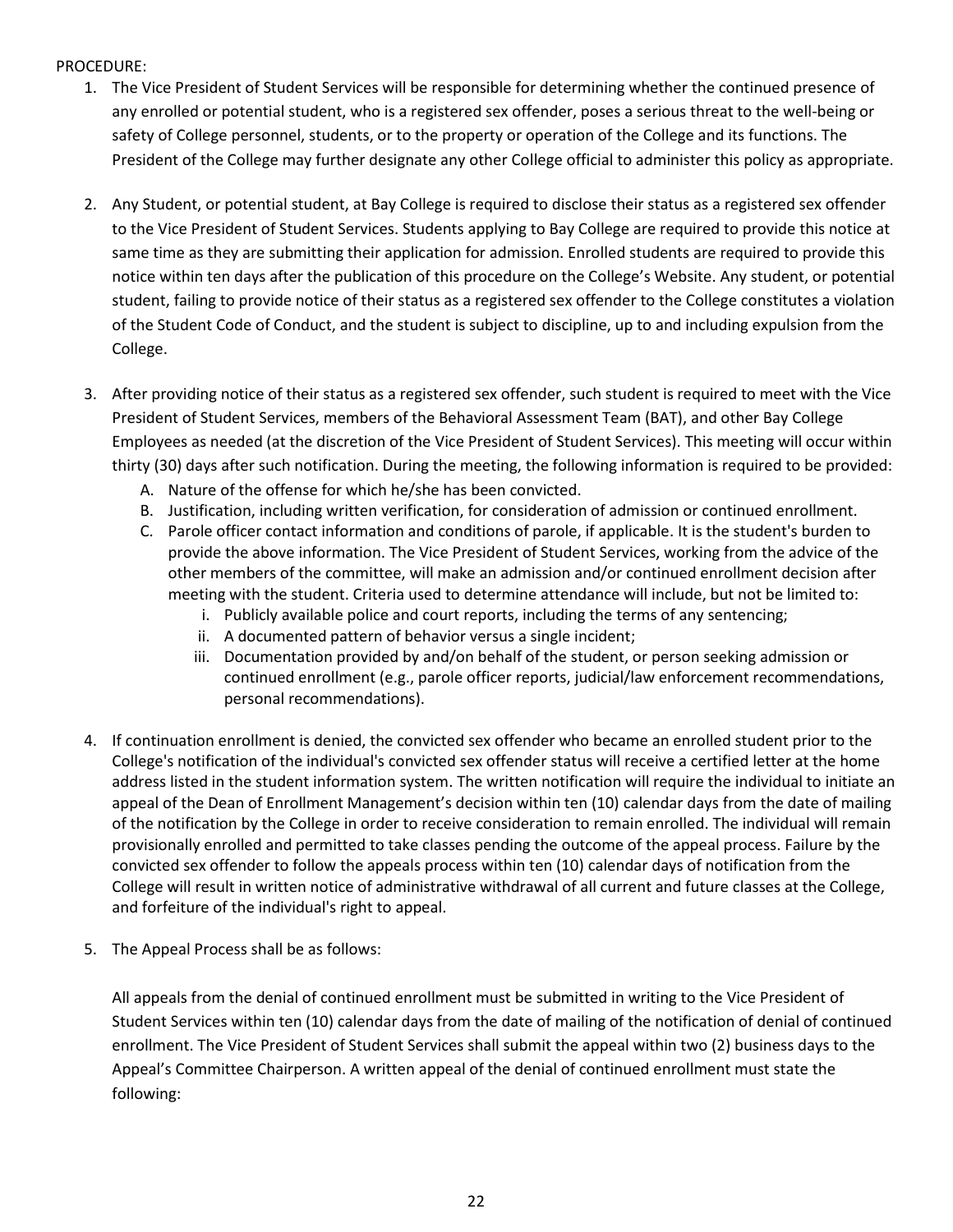PROCEDURE:

1. The Vice President of Student Services will be responsible for determining whether the continued presence of any enrolled or potential student, who is a registered sex offender, poses a serious threat to the well-being or safety of College personnel, students, or to the property or operation of the College and its functions. The President of the College may further designate any other College official to administer this policy as appropriate.

2. Any Student, or potential student, at Bay College is required to disclose their status as a registered sex offender to the Vice President of Student Services. Students applying to Bay College are required to provide this notice at same time as they are submitting their application for admission. Enrolled students are required to provide this notice within ten days after the publication of this procedure on the College's Website. Any student, or potential student, failing to provide notice of their status as a registered sex offender to the College constitutes a violation of the Student Code of Conduct, and the student is subject to discipline, up to and including expulsion from the College.

3. After providing notice of their status as a registered sex offender, such student is required to meet with the Vice President of Student Services, members of the Behavioral Assessment Team (BAT), and other Bay College Employees as needed (at the discretion of the Vice President of Student Services). This meeting will occur within thirty (30) days after such notification. During the meeting, the following information is required to be provided:
   A. Nature of the offense for which he/she has been convicted.
   B. Justification, including written verification, for consideration of admission or continued enrollment.
   C. Parole officer contact information and conditions of parole, if applicable. It is the student's burden to provide the above information. The Vice President of Student Services, working from the advice of the other members of the committee, will make an admission and/or continued enrollment decision after meeting with the student. Criteria used to determine attendance will include, but not be limited to:
      i. Publicly available police and court reports, including the terms of any sentencing;
      ii. A documented pattern of behavior versus a single incident;
      iii. Documentation provided by and/on behalf of the student, or person seeking admission or continued enrollment (e.g., parole officer reports, judicial/law enforcement recommendations, personal recommendations).

4. If continuation enrollment is denied, the convicted sex offender who became an enrolled student prior to the College's notification of the individual's convicted sex offender status will receive a certified letter at the home address listed in the student information system. The written notification will require the individual to initiate an appeal of the Dean of Enrollment Management's decision within ten (10) calendar days from the date of mailing of the notification by the College in order to receive consideration to remain enrolled. The individual will remain provisionally enrolled and permitted to take classes pending the outcome of the appeal process. Failure by the convicted sex offender to follow the appeals process within ten (10) calendar days of notification from the College will result in written notice of administrative withdrawal of all current and future classes at the College, and forfeiture of the individual's right to appeal.

5. The Appeal Process shall be as follows:

   All appeals from the denial of continued enrollment must be submitted in writing to the Vice President of Student Services within ten (10) calendar days from the date of mailing of the notification of denial of continued enrollment. The Vice President of Student Services shall submit the appeal within two (2) business days to the Appeal's Committee Chairperson. A written appeal of the denial of continued enrollment must state the following: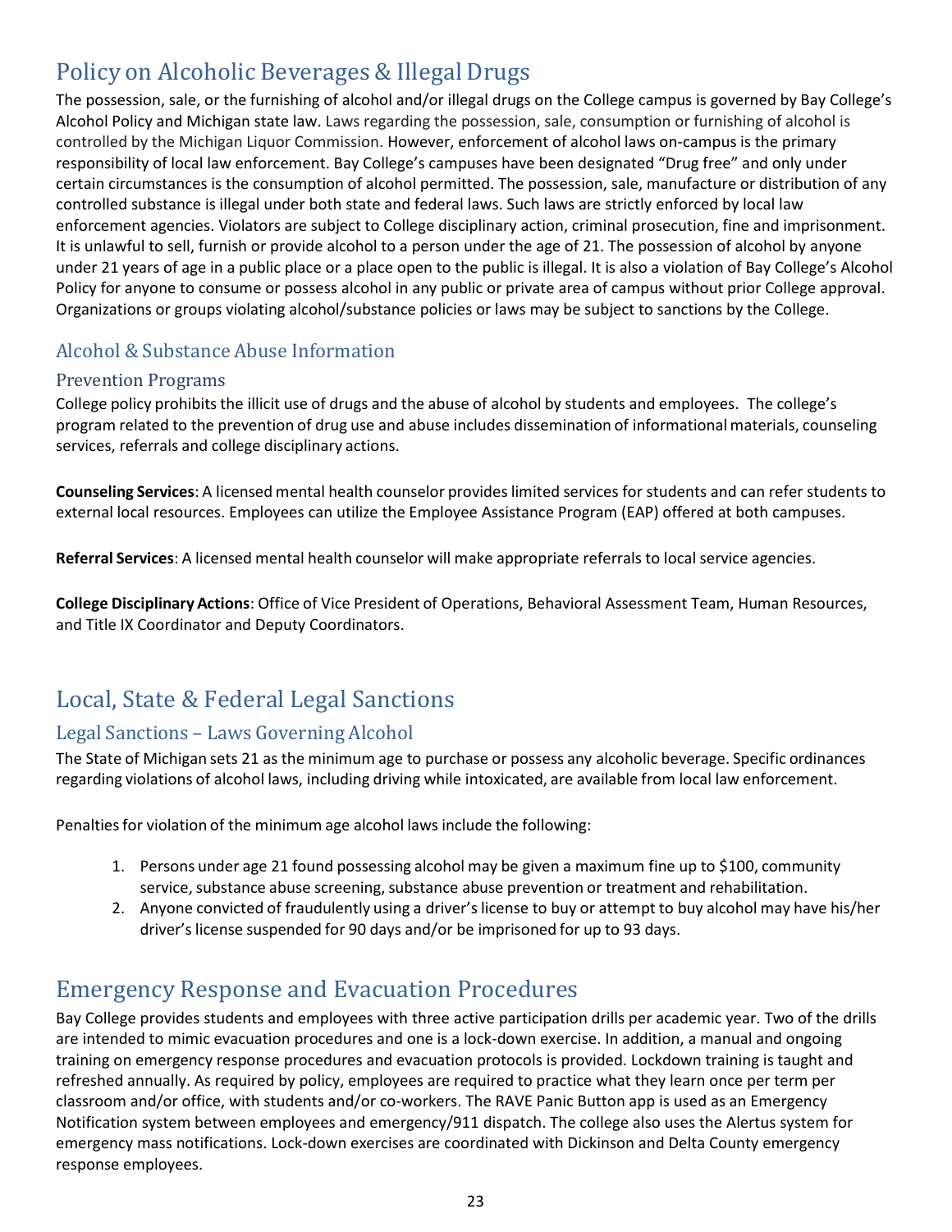# Policy on Alcoholic Beverages & Illegal Drugs

The possession, sale, or the furnishing of alcohol and/or illegal drugs on the College campus is governed by Bay College's Alcohol Policy and Michigan state law. Laws regarding the possession, sale, consumption or furnishing of alcohol is controlled by the Michigan Liquor Commission. However, enforcement of alcohol laws on-campus is the primary responsibility of local law enforcement. Bay College's campuses have been designated "Drug free" and only under certain circumstances is the consumption of alcohol permitted. The possession, sale, manufacture or distribution of any controlled substance is illegal under both state and federal laws. Such laws are strictly enforced by local law enforcement agencies. Violators are subject to College disciplinary action, criminal prosecution, fine and imprisonment. It is unlawful to sell, furnish or provide alcohol to a person under the age of 21. The possession of alcohol by anyone under 21 years of age in a public place or a place open to the public is illegal. It is also a violation of Bay College's Alcohol Policy for anyone to consume or possess alcohol in any public or private area of campus without prior College approval. Organizations or groups violating alcohol/substance policies or laws may be subject to sanctions by the College.

## Alcohol & Substance Abuse Information

### Prevention Programs

College policy prohibits the illicit use of drugs and the abuse of alcohol by students and employees. The college's program related to the prevention of drug use and abuse includes dissemination of informational materials, counseling services, referrals and college disciplinary actions.

**Counseling Services**: A licensed mental health counselor provides limited services for students and can refer students to external local resources. Employees can utilize the Employee Assistance Program (EAP) offered at both campuses.

**Referral Services**: A licensed mental health counselor will make appropriate referrals to local service agencies.

**College Disciplinary Actions**: Office of Vice President of Operations, Behavioral Assessment Team, Human Resources, and Title IX Coordinator and Deputy Coordinators.

# Local, State & Federal Legal Sanctions

## Legal Sanctions – Laws Governing Alcohol

The State of Michigan sets 21 as the minimum age to purchase or possess any alcoholic beverage. Specific ordinances regarding violations of alcohol laws, including driving while intoxicated, are available from local law enforcement.

Penalties for violation of the minimum age alcohol laws include the following:

1. Persons under age 21 found possessing alcohol may be given a maximum fine up to $100, community service, substance abuse screening, substance abuse prevention or treatment and rehabilitation.
2. Anyone convicted of fraudulently using a driver's license to buy or attempt to buy alcohol may have his/her driver's license suspended for 90 days and/or be imprisoned for up to 93 days.

# Emergency Response and Evacuation Procedures

Bay College provides students and employees with three active participation drills per academic year. Two of the drills are intended to mimic evacuation procedures and one is a lock-down exercise. In addition, a manual and ongoing training on emergency response procedures and evacuation protocols is provided. Lockdown training is taught and refreshed annually. As required by policy, employees are required to practice what they learn once per term per classroom and/or office, with students and/or co-workers. The RAVE Panic Button app is used as an Emergency Notification system between employees and emergency/911 dispatch. The college also uses the Alertus system for emergency mass notifications. Lock-down exercises are coordinated with Dickinson and Delta County emergency response employees.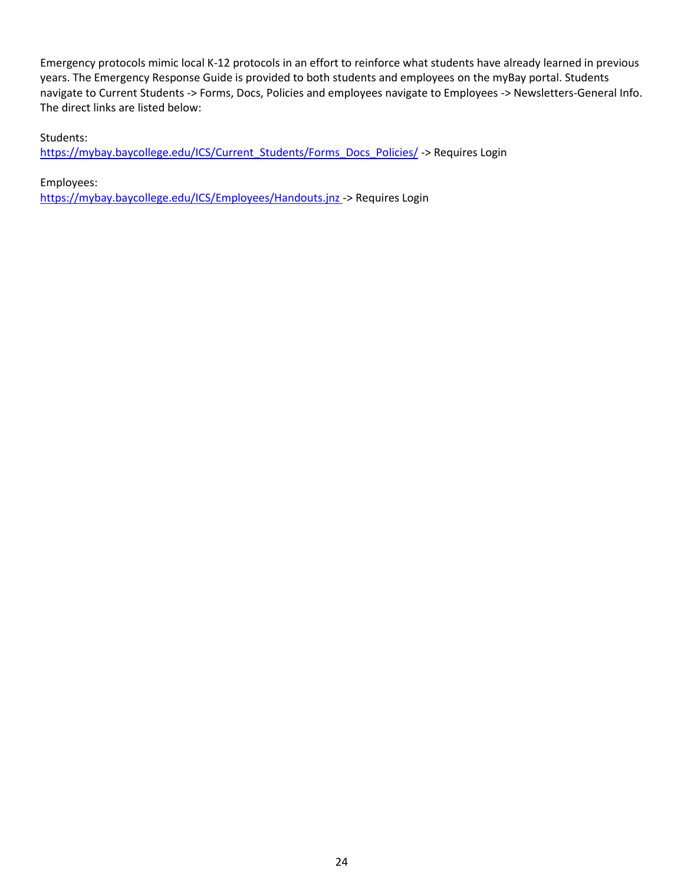Emergency protocols mimic local K-12 protocols in an effort to reinforce what students have already learned in previous years. The Emergency Response Guide is provided to both students and employees on the myBay portal. Students navigate to Current Students -> Forms, Docs, Policies and employees navigate to Employees -> Newsletters-General Info. The direct links are listed below:

Students:
[https://mybay.baycollege.edu/ICS/Current_Students/Forms_Docs_Policies/](https://mybay.baycollege.edu/ICS/Current_Students/Forms_Docs_Policies/) -> Requires Login

Employees:
[https://mybay.baycollege.edu/ICS/Employees/Handouts.jnz](https://mybay.baycollege.edu/ICS/Employees/Handouts.jnz) -> Requires Login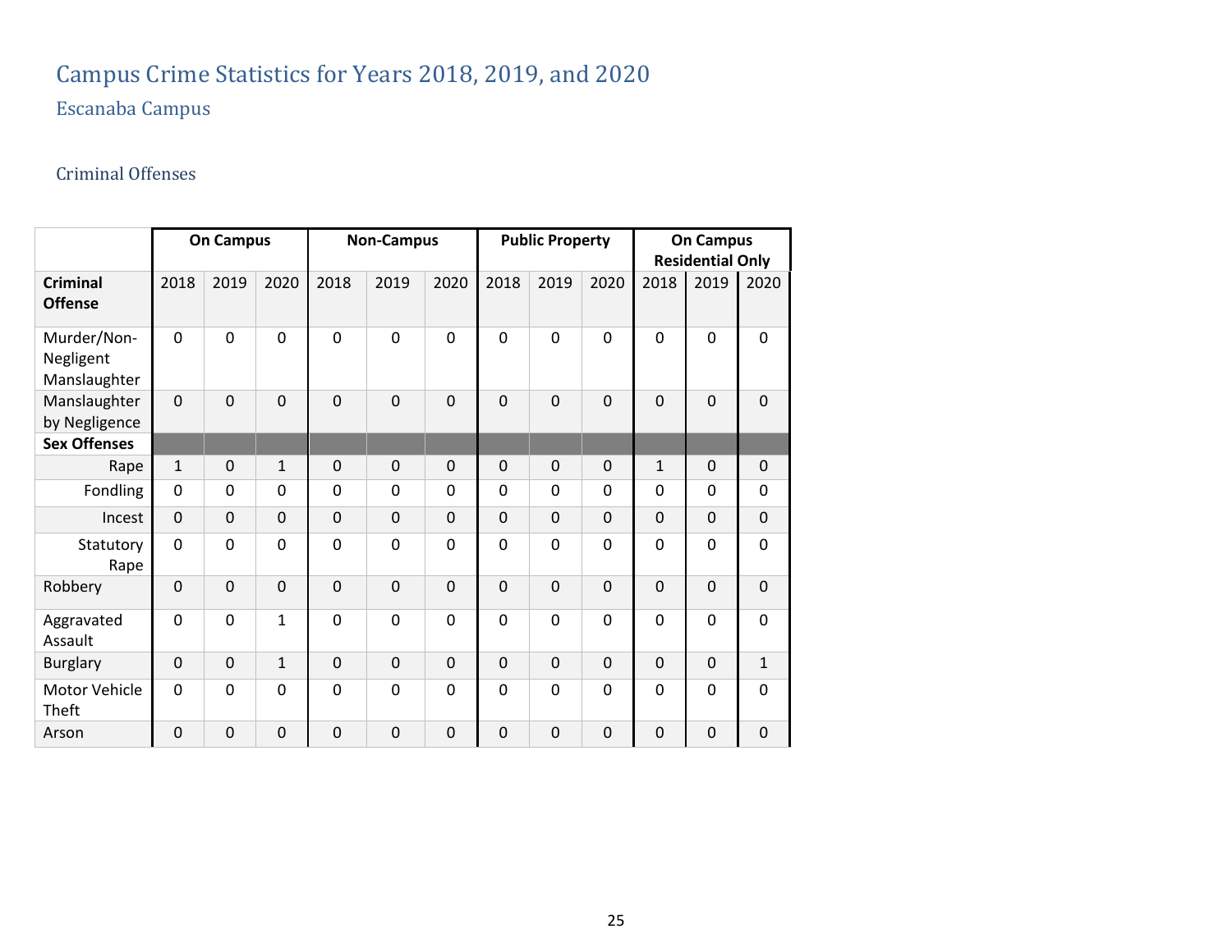# Campus Crime Statistics for Years 2018, 2019, and 2020

## Escanaba Campus

### Criminal Offenses

| | On Campus | | | Non-Campus | | | Public Property | | | On Campus Residential Only | | |
|---|---|---|---|---|---|---|---|---|---|---|---|---|
| **Criminal Offense** | 2018 | 2019 | 2020 | 2018 | 2019 | 2020 | 2018 | 2019 | 2020 | 2018 | 2019 | 2020 |
| Murder/Non-Negligent Manslaughter | 0 | 0 | 0 | 0 | 0 | 0 | 0 | 0 | 0 | 0 | 0 | 0 |
| Manslaughter by Negligence | 0 | 0 | 0 | 0 | 0 | 0 | 0 | 0 | 0 | 0 | 0 | 0 |
| **Sex Offenses** | | | | | | | | | | | | |
| Rape | 1 | 0 | 1 | 0 | 0 | 0 | 0 | 0 | 0 | 1 | 0 | 0 |
| Fondling | 0 | 0 | 0 | 0 | 0 | 0 | 0 | 0 | 0 | 0 | 0 | 0 |
| Incest | 0 | 0 | 0 | 0 | 0 | 0 | 0 | 0 | 0 | 0 | 0 | 0 |
| Statutory Rape | 0 | 0 | 0 | 0 | 0 | 0 | 0 | 0 | 0 | 0 | 0 | 0 |
| Robbery | 0 | 0 | 0 | 0 | 0 | 0 | 0 | 0 | 0 | 0 | 0 | 0 |
| Aggravated Assault | 0 | 0 | 1 | 0 | 0 | 0 | 0 | 0 | 0 | 0 | 0 | 0 |
| Burglary | 0 | 0 | 1 | 0 | 0 | 0 | 0 | 0 | 0 | 0 | 0 | 1 |
| Motor Vehicle Theft | 0 | 0 | 0 | 0 | 0 | 0 | 0 | 0 | 0 | 0 | 0 | 0 |
| Arson | 0 | 0 | 0 | 0 | 0 | 0 | 0 | 0 | 0 | 0 | 0 | 0 |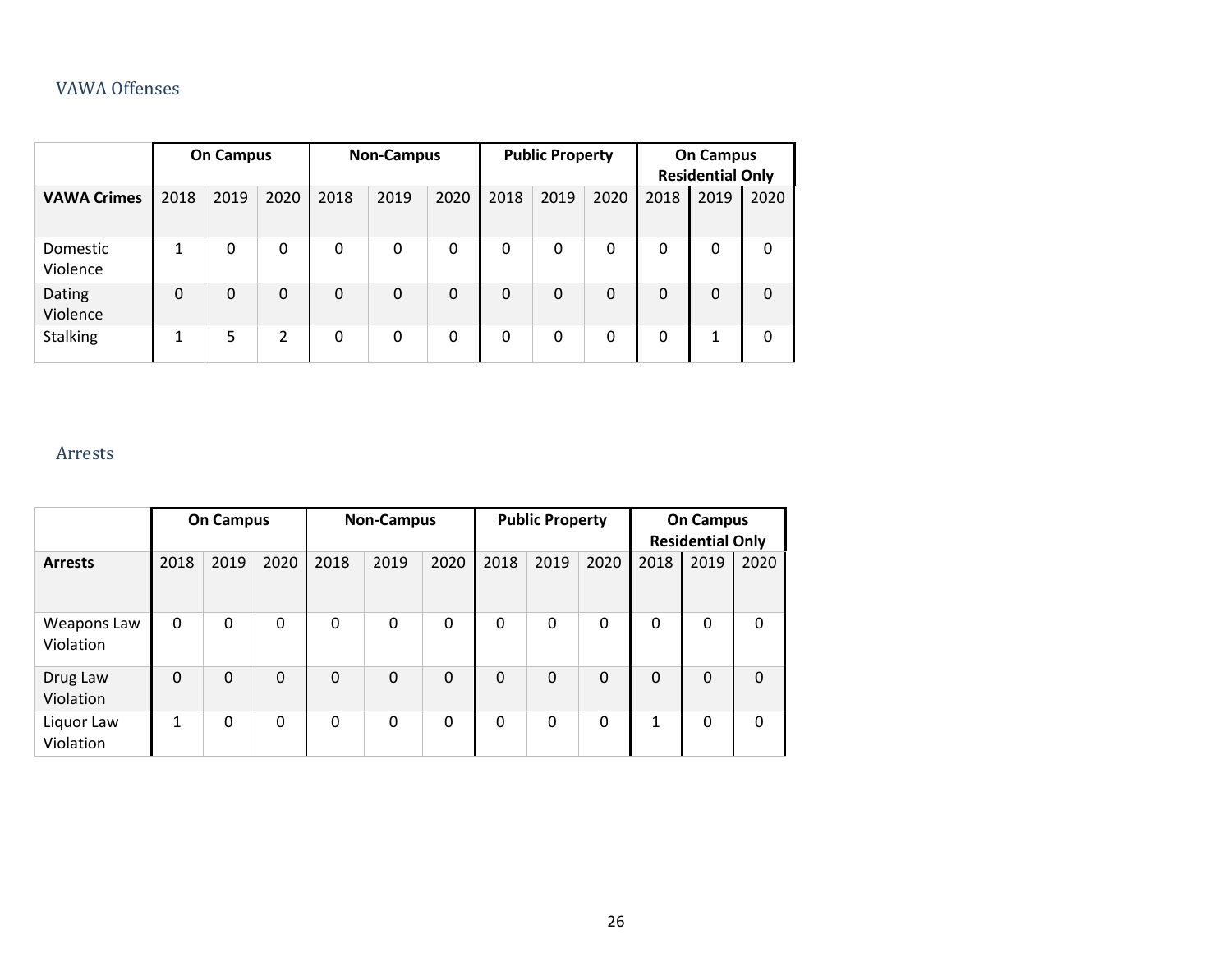## VAWA Offenses

| | On Campus | | | Non-Campus | | | Public Property | | | On Campus Residential Only | | |
|---|---|---|---|---|---|---|---|---|---|---|---|---|
| **VAWA Crimes** | 2018 | 2019 | 2020 | 2018 | 2019 | 2020 | 2018 | 2019 | 2020 | 2018 | 2019 | 2020 |
| Domestic Violence | 1 | 0 | 0 | 0 | 0 | 0 | 0 | 0 | 0 | 0 | 0 | 0 |
| Dating Violence | 0 | 0 | 0 | 0 | 0 | 0 | 0 | 0 | 0 | 0 | 0 | 0 |
| Stalking | 1 | 5 | 2 | 0 | 0 | 0 | 0 | 0 | 0 | 0 | 1 | 0 |

## Arrests

| | On Campus | | | Non-Campus | | | Public Property | | | On Campus Residential Only | | |
|---|---|---|---|---|---|---|---|---|---|---|---|---|
| **Arrests** | 2018 | 2019 | 2020 | 2018 | 2019 | 2020 | 2018 | 2019 | 2020 | 2018 | 2019 | 2020 |
| Weapons Law Violation | 0 | 0 | 0 | 0 | 0 | 0 | 0 | 0 | 0 | 0 | 0 | 0 |
| Drug Law Violation | 0 | 0 | 0 | 0 | 0 | 0 | 0 | 0 | 0 | 0 | 0 | 0 |
| Liquor Law Violation | 1 | 0 | 0 | 0 | 0 | 0 | 0 | 0 | 0 | 1 | 0 | 0 |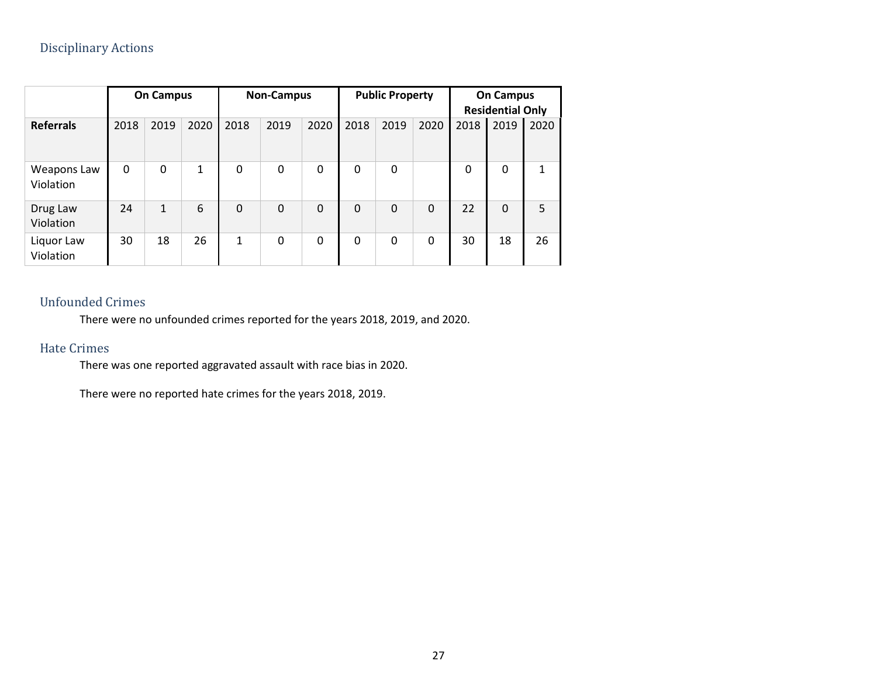## Disciplinary Actions

| | On Campus | | | Non-Campus | | | Public Property | | | On Campus Residential Only | | |
|---|---|---|---|---|---|---|---|---|---|---|---|---|
| **Referrals** | 2018 | 2019 | 2020 | 2018 | 2019 | 2020 | 2018 | 2019 | 2020 | 2018 | 2019 | 2020 |
| Weapons Law Violation | 0 | 0 | 1 | 0 | 0 | 0 | 0 | 0 | | 0 | 0 | 1 |
| Drug Law Violation | 24 | 1 | 6 | 0 | 0 | 0 | 0 | 0 | 0 | 22 | 0 | 5 |
| Liquor Law Violation | 30 | 18 | 26 | 1 | 0 | 0 | 0 | 0 | 0 | 30 | 18 | 26 |

## Unfounded Crimes

There were no unfounded crimes reported for the years 2018, 2019, and 2020.

## Hate Crimes

There was one reported aggravated assault with race bias in 2020.

There were no reported hate crimes for the years 2018, 2019.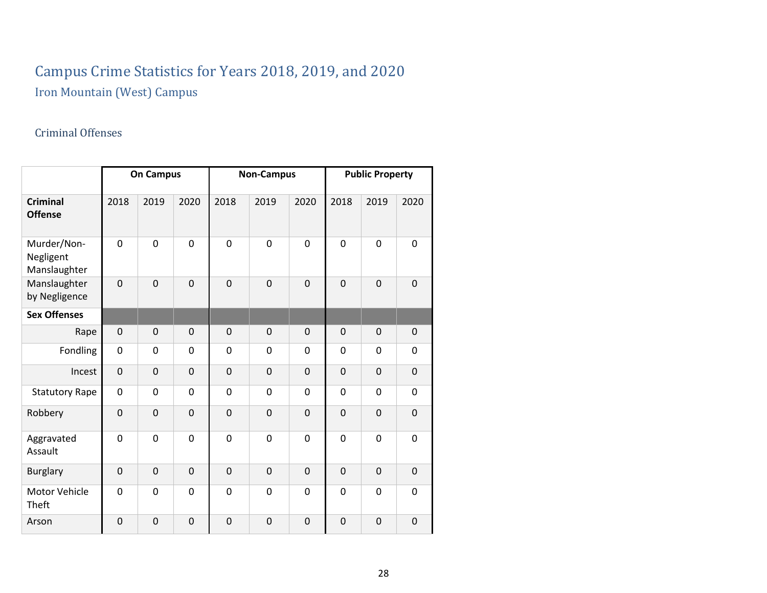# Campus Crime Statistics for Years 2018, 2019, and 2020

## Iron Mountain (West) Campus

### Criminal Offenses

| | On Campus | | | Non-Campus | | | Public Property | | |
|---|---|---|---|---|---|---|---|---|---|
| **Criminal Offense** | 2018 | 2019 | 2020 | 2018 | 2019 | 2020 | 2018 | 2019 | 2020 |
| Murder/Non-Negligent Manslaughter | 0 | 0 | 0 | 0 | 0 | 0 | 0 | 0 | 0 |
| Manslaughter by Negligence | 0 | 0 | 0 | 0 | 0 | 0 | 0 | 0 | 0 |
| **Sex Offenses** | | | | | | | | | |
| Rape | 0 | 0 | 0 | 0 | 0 | 0 | 0 | 0 | 0 |
| Fondling | 0 | 0 | 0 | 0 | 0 | 0 | 0 | 0 | 0 |
| Incest | 0 | 0 | 0 | 0 | 0 | 0 | 0 | 0 | 0 |
| Statutory Rape | 0 | 0 | 0 | 0 | 0 | 0 | 0 | 0 | 0 |
| Robbery | 0 | 0 | 0 | 0 | 0 | 0 | 0 | 0 | 0 |
| Aggravated Assault | 0 | 0 | 0 | 0 | 0 | 0 | 0 | 0 | 0 |
| Burglary | 0 | 0 | 0 | 0 | 0 | 0 | 0 | 0 | 0 |
| Motor Vehicle Theft | 0 | 0 | 0 | 0 | 0 | 0 | 0 | 0 | 0 |
| Arson | 0 | 0 | 0 | 0 | 0 | 0 | 0 | 0 | 0 |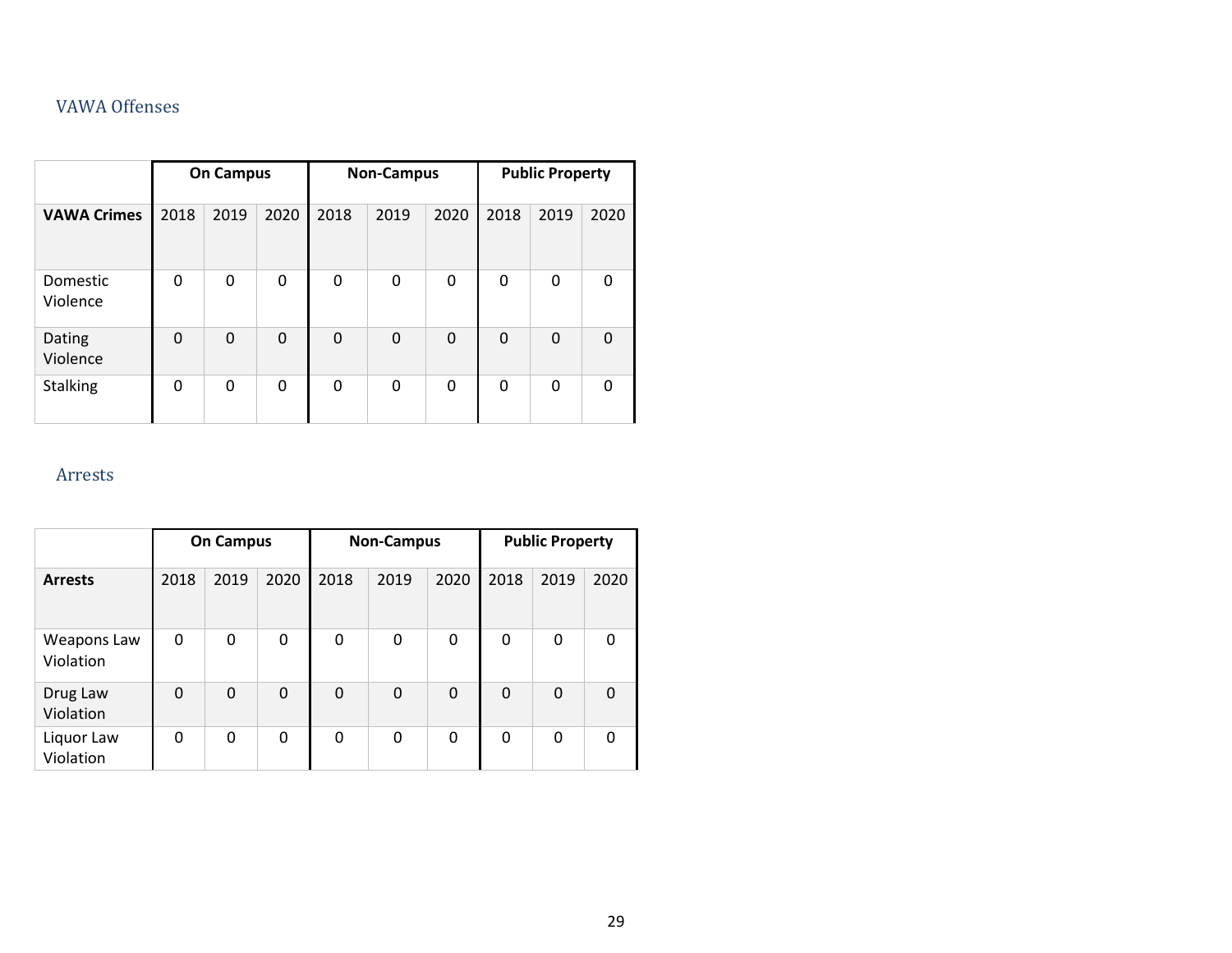## VAWA Offenses

| | On Campus | | | Non-Campus | | | Public Property | | |
|---|---|---|---|---|---|---|---|---|---|
| **VAWA Crimes** | 2018 | 2019 | 2020 | 2018 | 2019 | 2020 | 2018 | 2019 | 2020 |
| Domestic Violence | 0 | 0 | 0 | 0 | 0 | 0 | 0 | 0 | 0 |
| Dating Violence | 0 | 0 | 0 | 0 | 0 | 0 | 0 | 0 | 0 |
| Stalking | 0 | 0 | 0 | 0 | 0 | 0 | 0 | 0 | 0 |

## Arrests

| | On Campus | | | Non-Campus | | | Public Property | | |
|---|---|---|---|---|---|---|---|---|---|
| **Arrests** | 2018 | 2019 | 2020 | 2018 | 2019 | 2020 | 2018 | 2019 | 2020 |
| Weapons Law Violation | 0 | 0 | 0 | 0 | 0 | 0 | 0 | 0 | 0 |
| Drug Law Violation | 0 | 0 | 0 | 0 | 0 | 0 | 0 | 0 | 0 |
| Liquor Law Violation | 0 | 0 | 0 | 0 | 0 | 0 | 0 | 0 | 0 |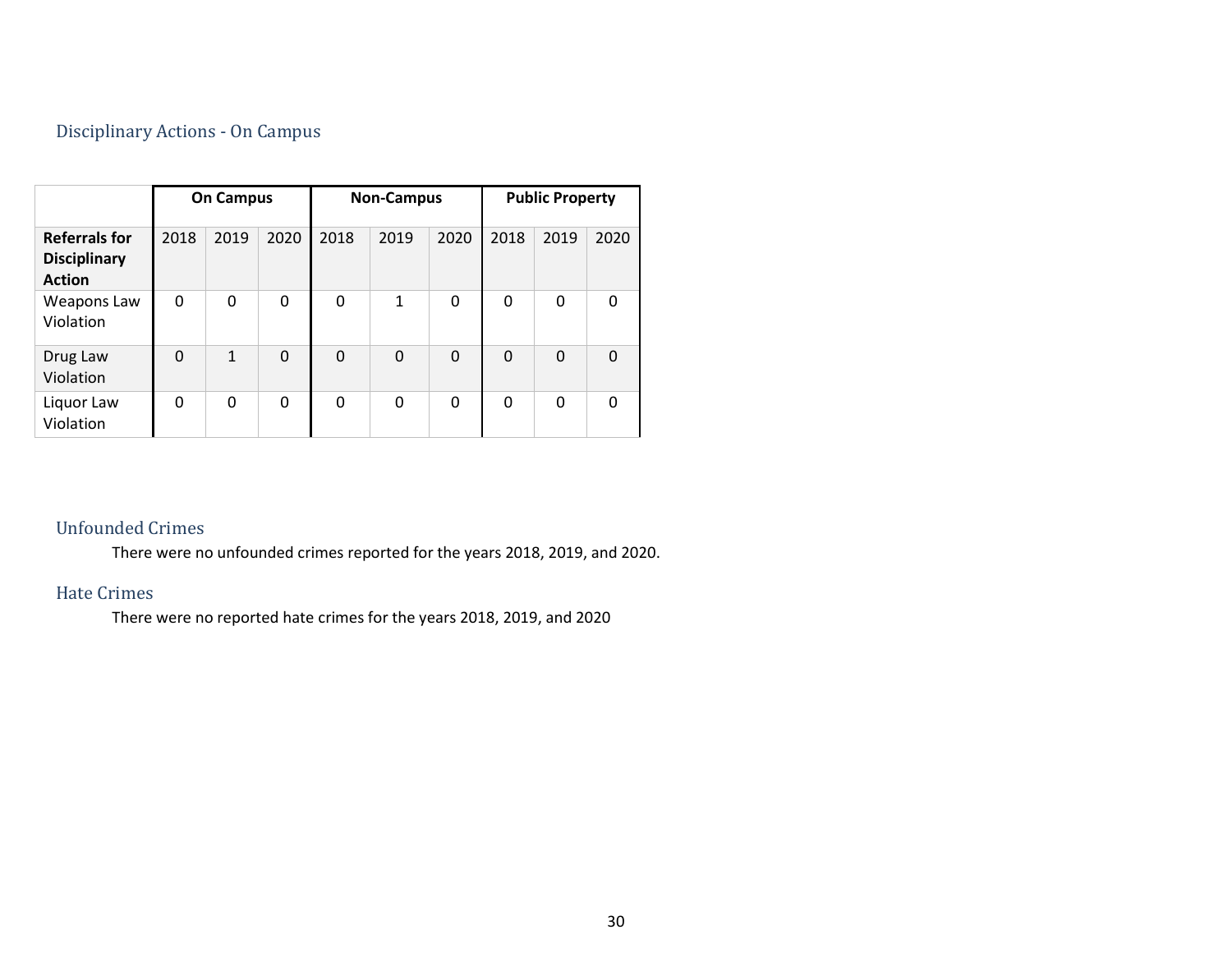## Disciplinary Actions - On Campus

| | On Campus | | | Non-Campus | | | Public Property | | |
|---|---|---|---|---|---|---|---|---|---|
| **Referrals for Disciplinary Action** | 2018 | 2019 | 2020 | 2018 | 2019 | 2020 | 2018 | 2019 | 2020 |
| Weapons Law Violation | 0 | 0 | 0 | 0 | 1 | 0 | 0 | 0 | 0 |
| Drug Law Violation | 0 | 1 | 0 | 0 | 0 | 0 | 0 | 0 | 0 |
| Liquor Law Violation | 0 | 0 | 0 | 0 | 0 | 0 | 0 | 0 | 0 |

## Unfounded Crimes

There were no unfounded crimes reported for the years 2018, 2019, and 2020.

## Hate Crimes

There were no reported hate crimes for the years 2018, 2019, and 2020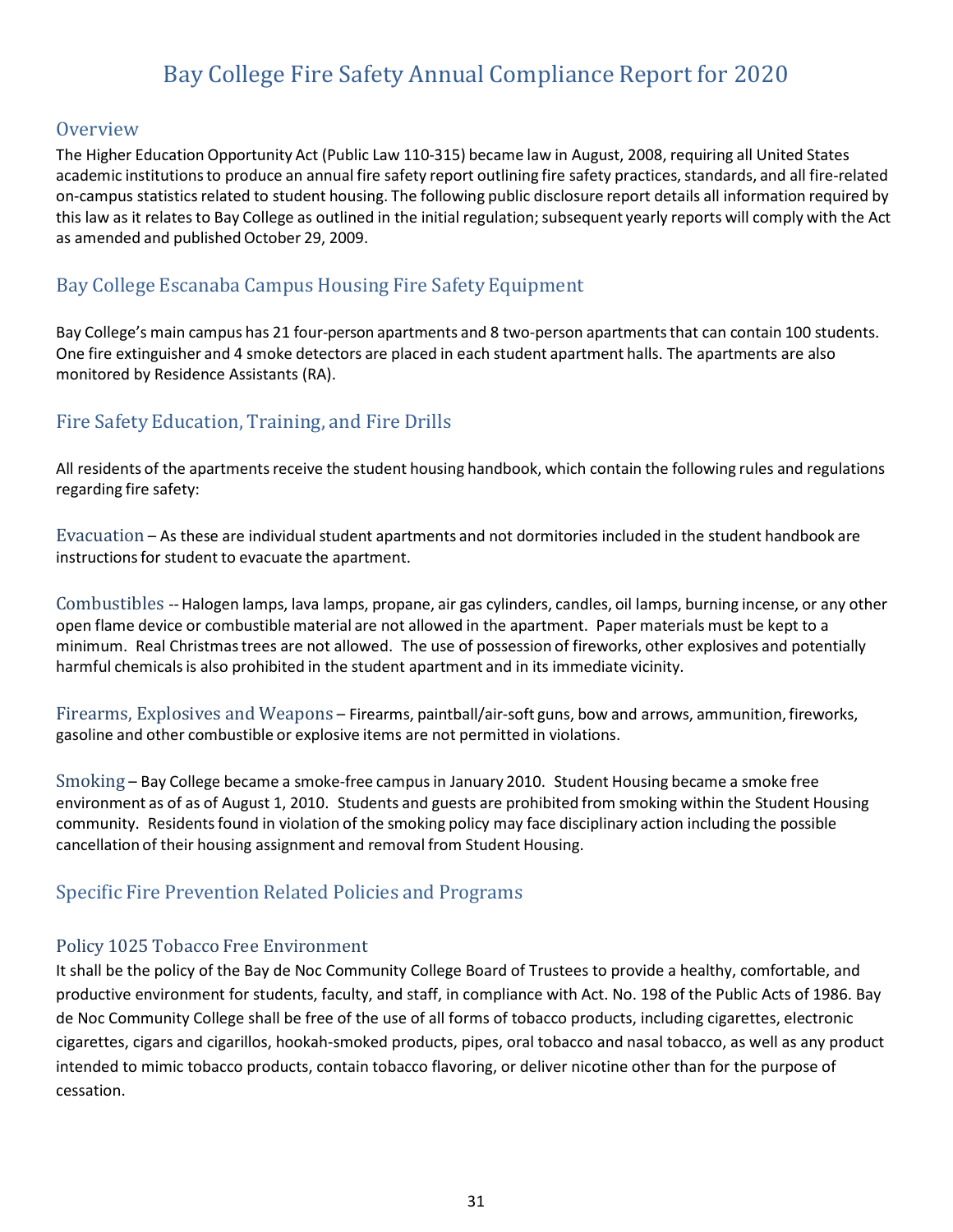# Bay College Fire Safety Annual Compliance Report for 2020

## Overview

The Higher Education Opportunity Act (Public Law 110-315) became law in August, 2008, requiring all United States academic institutions to produce an annual fire safety report outlining fire safety practices, standards, and all fire-related on-campus statistics related to student housing. The following public disclosure report details all information required by this law as it relates to Bay College as outlined in the initial regulation; subsequent yearly reports will comply with the Act as amended and published October 29, 2009.

## Bay College Escanaba Campus Housing Fire Safety Equipment

Bay College's main campus has 21 four-person apartments and 8 two-person apartments that can contain 100 students. One fire extinguisher and 4 smoke detectors are placed in each student apartment halls. The apartments are also monitored by Residence Assistants (RA).

## Fire Safety Education, Training, and Fire Drills

All residents of the apartments receive the student housing handbook, which contain the following rules and regulations regarding fire safety:

Evacuation – As these are individual student apartments and not dormitories included in the student handbook are instructions for student to evacuate the apartment.

Combustibles -- Halogen lamps, lava lamps, propane, air gas cylinders, candles, oil lamps, burning incense, or any other open flame device or combustible material are not allowed in the apartment. Paper materials must be kept to a minimum. Real Christmas trees are not allowed. The use of possession of fireworks, other explosives and potentially harmful chemicals is also prohibited in the student apartment and in its immediate vicinity.

Firearms, Explosives and Weapons – Firearms, paintball/air-soft guns, bow and arrows, ammunition, fireworks, gasoline and other combustible or explosive items are not permitted in violations.

Smoking – Bay College became a smoke-free campus in January 2010. Student Housing became a smoke free environment as of as of August 1, 2010. Students and guests are prohibited from smoking within the Student Housing community. Residents found in violation of the smoking policy may face disciplinary action including the possible cancellation of their housing assignment and removal from Student Housing.

## Specific Fire Prevention Related Policies and Programs

### Policy 1025 Tobacco Free Environment

It shall be the policy of the Bay de Noc Community College Board of Trustees to provide a healthy, comfortable, and productive environment for students, faculty, and staff, in compliance with Act. No. 198 of the Public Acts of 1986. Bay de Noc Community College shall be free of the use of all forms of tobacco products, including cigarettes, electronic cigarettes, cigars and cigarillos, hookah-smoked products, pipes, oral tobacco and nasal tobacco, as well as any product intended to mimic tobacco products, contain tobacco flavoring, or deliver nicotine other than for the purpose of cessation.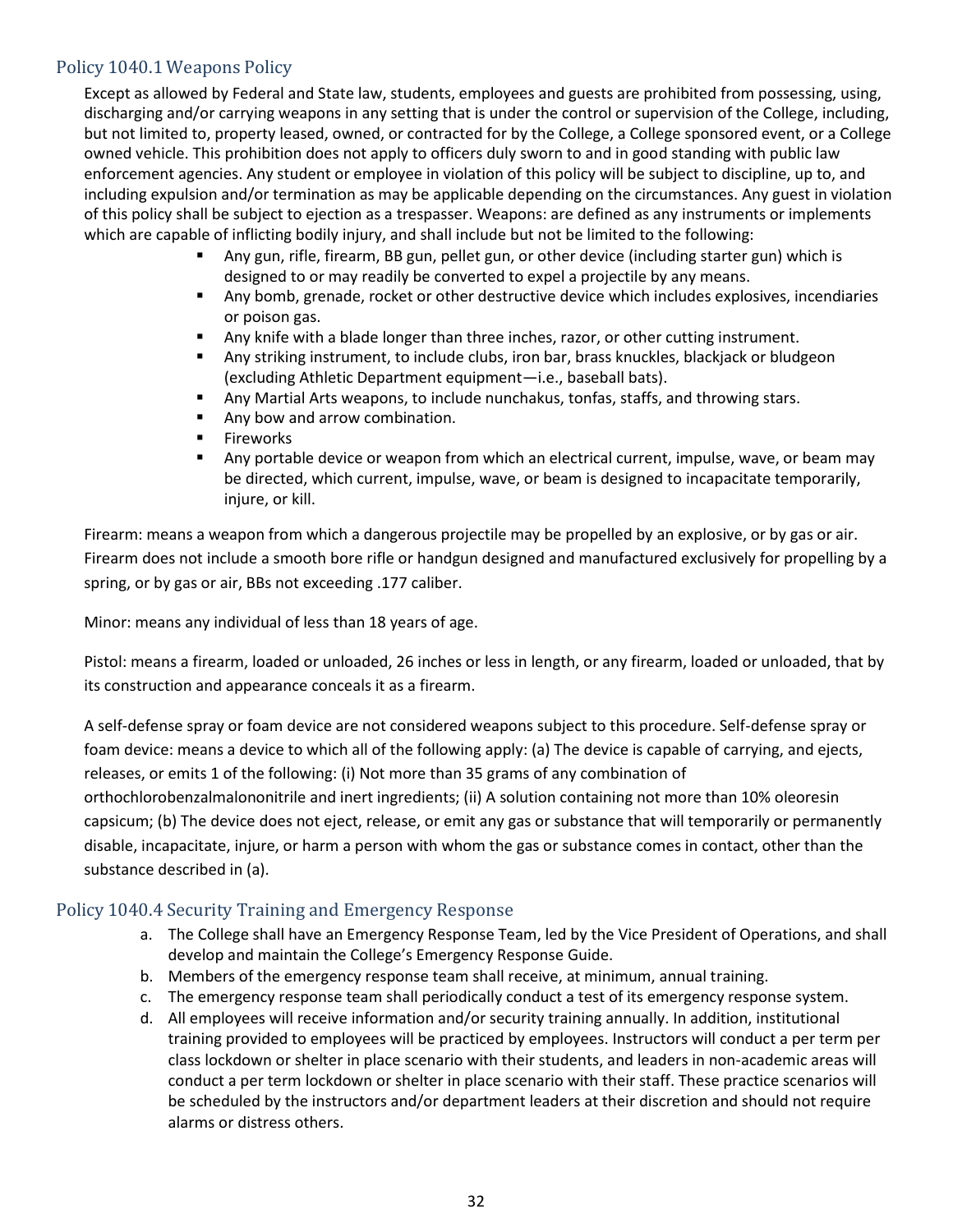## Policy 1040.1 Weapons Policy

Except as allowed by Federal and State law, students, employees and guests are prohibited from possessing, using, discharging and/or carrying weapons in any setting that is under the control or supervision of the College, including, but not limited to, property leased, owned, or contracted for by the College, a College sponsored event, or a College owned vehicle. This prohibition does not apply to officers duly sworn to and in good standing with public law enforcement agencies. Any student or employee in violation of this policy will be subject to discipline, up to, and including expulsion and/or termination as may be applicable depending on the circumstances. Any guest in violation of this policy shall be subject to ejection as a trespasser. Weapons: are defined as any instruments or implements which are capable of inflicting bodily injury, and shall include but not be limited to the following:

- Any gun, rifle, firearm, BB gun, pellet gun, or other device (including starter gun) which is designed to or may readily be converted to expel a projectile by any means.
- Any bomb, grenade, rocket or other destructive device which includes explosives, incendiaries or poison gas.
- Any knife with a blade longer than three inches, razor, or other cutting instrument.
- Any striking instrument, to include clubs, iron bar, brass knuckles, blackjack or bludgeon (excluding Athletic Department equipment—i.e., baseball bats).
- Any Martial Arts weapons, to include nunchakus, tonfas, staffs, and throwing stars.
- Any bow and arrow combination.
- Fireworks
- Any portable device or weapon from which an electrical current, impulse, wave, or beam may be directed, which current, impulse, wave, or beam is designed to incapacitate temporarily, injure, or kill.

Firearm: means a weapon from which a dangerous projectile may be propelled by an explosive, or by gas or air. Firearm does not include a smooth bore rifle or handgun designed and manufactured exclusively for propelling by a spring, or by gas or air, BBs not exceeding .177 caliber.

Minor: means any individual of less than 18 years of age.

Pistol: means a firearm, loaded or unloaded, 26 inches or less in length, or any firearm, loaded or unloaded, that by its construction and appearance conceals it as a firearm.

A self-defense spray or foam device are not considered weapons subject to this procedure. Self-defense spray or foam device: means a device to which all of the following apply: (a) The device is capable of carrying, and ejects, releases, or emits 1 of the following: (i) Not more than 35 grams of any combination of orthochlorobenzalmalononitrile and inert ingredients; (ii) A solution containing not more than 10% oleoresin capsicum; (b) The device does not eject, release, or emit any gas or substance that will temporarily or permanently disable, incapacitate, injure, or harm a person with whom the gas or substance comes in contact, other than the substance described in (a).

## Policy 1040.4 Security Training and Emergency Response

a. The College shall have an Emergency Response Team, led by the Vice President of Operations, and shall develop and maintain the College's Emergency Response Guide.
b. Members of the emergency response team shall receive, at minimum, annual training.
c. The emergency response team shall periodically conduct a test of its emergency response system.
d. All employees will receive information and/or security training annually. In addition, institutional training provided to employees will be practiced by employees. Instructors will conduct a per term per class lockdown or shelter in place scenario with their students, and leaders in non-academic areas will conduct a per term lockdown or shelter in place scenario with their staff. These practice scenarios will be scheduled by the instructors and/or department leaders at their discretion and should not require alarms or distress others.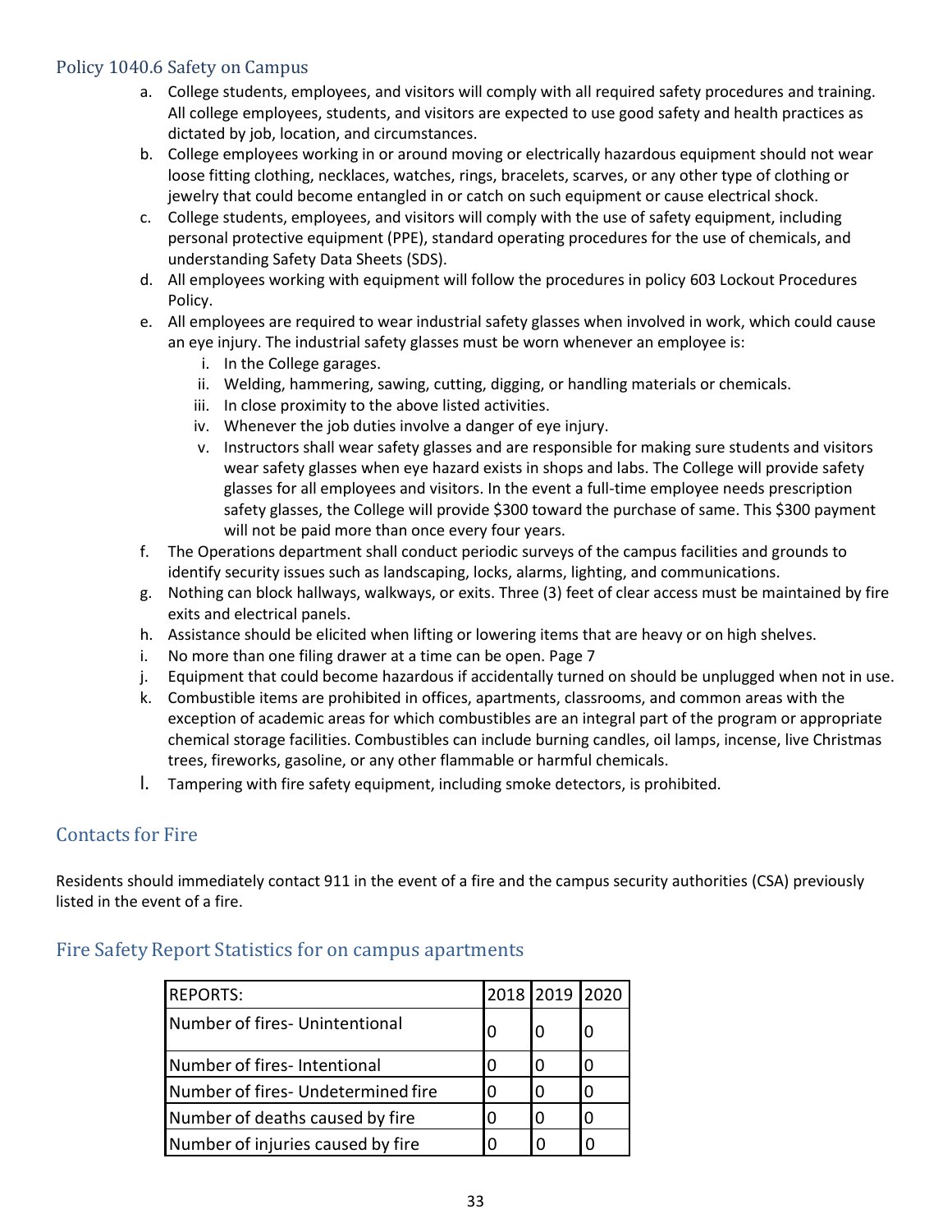## Policy 1040.6 Safety on Campus

a. College students, employees, and visitors will comply with all required safety procedures and training. All college employees, students, and visitors are expected to use good safety and health practices as dictated by job, location, and circumstances.

b. College employees working in or around moving or electrically hazardous equipment should not wear loose fitting clothing, necklaces, watches, rings, bracelets, scarves, or any other type of clothing or jewelry that could become entangled in or catch on such equipment or cause electrical shock.

c. College students, employees, and visitors will comply with the use of safety equipment, including personal protective equipment (PPE), standard operating procedures for the use of chemicals, and understanding Safety Data Sheets (SDS).

d. All employees working with equipment will follow the procedures in policy 603 Lockout Procedures Policy.

e. All employees are required to wear industrial safety glasses when involved in work, which could cause an eye injury. The industrial safety glasses must be worn whenever an employee is:

   i. In the College garages.

   ii. Welding, hammering, sawing, cutting, digging, or handling materials or chemicals.

   iii. In close proximity to the above listed activities.

   iv. Whenever the job duties involve a danger of eye injury.

   v. Instructors shall wear safety glasses and are responsible for making sure students and visitors wear safety glasses when eye hazard exists in shops and labs. The College will provide safety glasses for all employees and visitors. In the event a full-time employee needs prescription safety glasses, the College will provide $300 toward the purchase of same. This $300 payment will not be paid more than once every four years.

f. The Operations department shall conduct periodic surveys of the campus facilities and grounds to identify security issues such as landscaping, locks, alarms, lighting, and communications.

g. Nothing can block hallways, walkways, or exits. Three (3) feet of clear access must be maintained by fire exits and electrical panels.

h. Assistance should be elicited when lifting or lowering items that are heavy or on high shelves.

i. No more than one filing drawer at a time can be open. Page 7

j. Equipment that could become hazardous if accidentally turned on should be unplugged when not in use.

k. Combustible items are prohibited in offices, apartments, classrooms, and common areas with the exception of academic areas for which combustibles are an integral part of the program or appropriate chemical storage facilities. Combustibles can include burning candles, oil lamps, incense, live Christmas trees, fireworks, gasoline, or any other flammable or harmful chemicals.

l. Tampering with fire safety equipment, including smoke detectors, is prohibited.

## Contacts for Fire

Residents should immediately contact 911 in the event of a fire and the campus security authorities (CSA) previously listed in the event of a fire.

## Fire Safety Report Statistics for on campus apartments

| REPORTS: | 2018 | 2019 | 2020 |
|---|---|---|---|
| Number of fires- Unintentional | 0 | 0 | 0 |
| Number of fires- Intentional | 0 | 0 | 0 |
| Number of fires- Undetermined fire | 0 | 0 | 0 |
| Number of deaths caused by fire | 0 | 0 | 0 |
| Number of injuries caused by fire | 0 | 0 | 0 |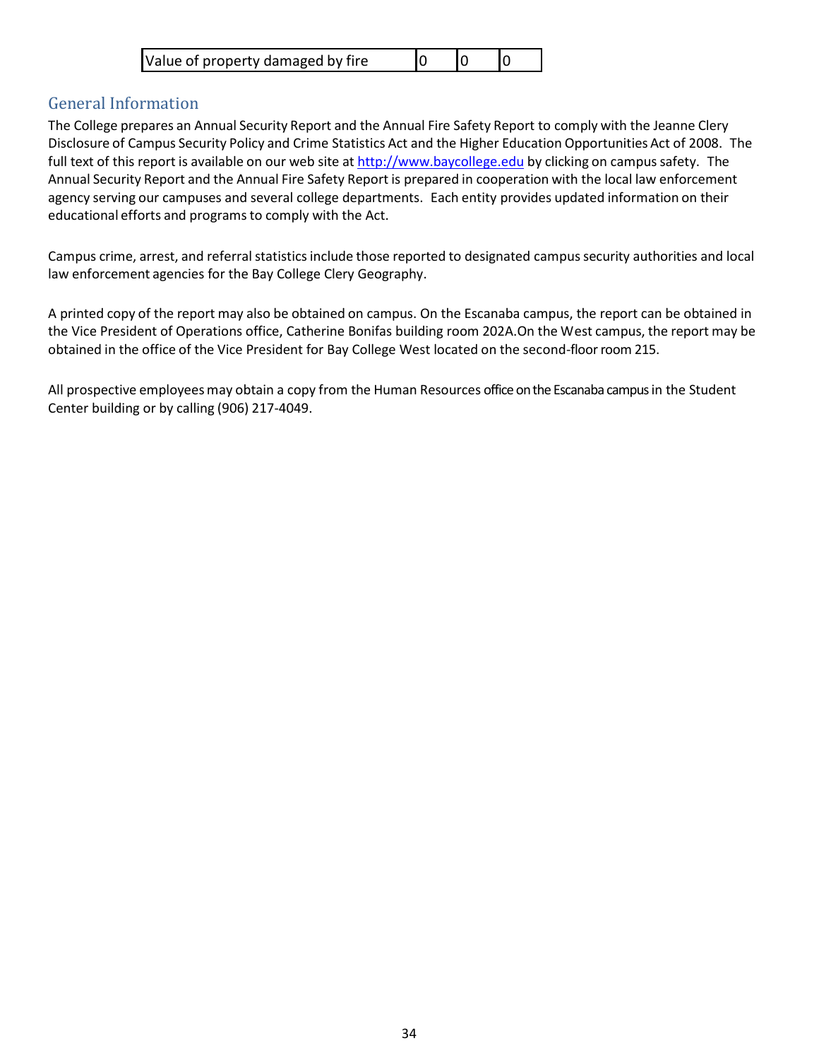| | | | |
|---|---|---|---|
| Value of property damaged by fire | 0 | 0 | 0 |

## General Information

The College prepares an Annual Security Report and the Annual Fire Safety Report to comply with the Jeanne Clery Disclosure of Campus Security Policy and Crime Statistics Act and the Higher Education Opportunities Act of 2008. The full text of this report is available on our web site at [http://www.baycollege.edu](http://www.baycollege.edu) by clicking on campus safety. The Annual Security Report and the Annual Fire Safety Report is prepared in cooperation with the local law enforcement agency serving our campuses and several college departments. Each entity provides updated information on their educational efforts and programs to comply with the Act.

Campus crime, arrest, and referral statistics include those reported to designated campus security authorities and local law enforcement agencies for the Bay College Clery Geography.

A printed copy of the report may also be obtained on campus. On the Escanaba campus, the report can be obtained in the Vice President of Operations office, Catherine Bonifas building room 202A.On the West campus, the report may be obtained in the office of the Vice President for Bay College West located on the second-floor room 215.

All prospective employees may obtain a copy from the Human Resources office on the Escanaba campus in the Student Center building or by calling (906) 217-4049.